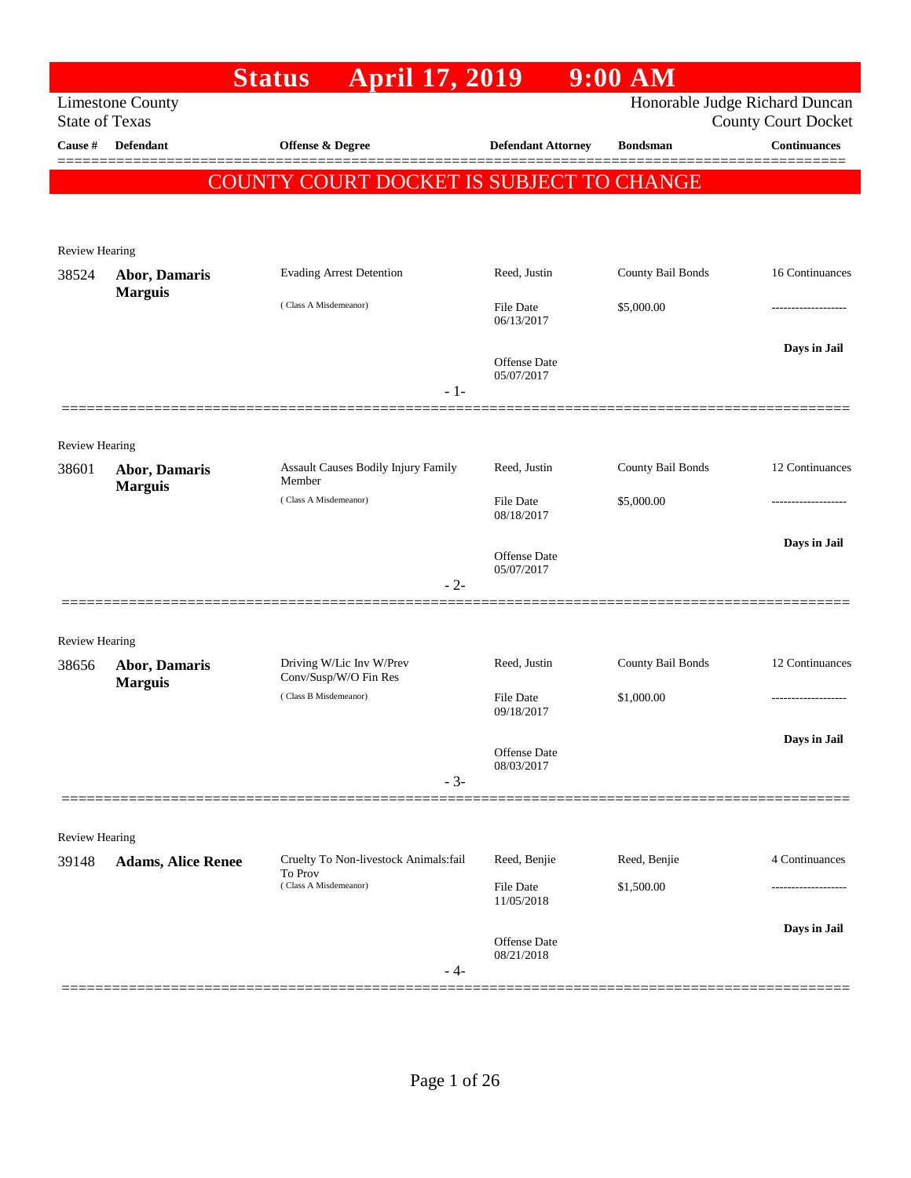# Status April 17, 2019 9:00 AM

Limestone County
State of Texas

Honorable Judge Richard Duncan
County Court Docket

| Cause # | Defendant | Offense & Degree | Defendant Attorney | Bondsman | Continuances |
|---|---|---|---|---|---|

**COUNTY COURT DOCKET IS SUBJECT TO CHANGE**

Review Hearing

| Cause # | Defendant | Offense & Degree | Defendant Attorney | Bondsman | Continuances |
|---|---|---|---|---|---|
| 38524 | **Abor, Damaris Marguis** | Evading Arrest Detention (Class A Misdemeanor) | Reed, Justin | County Bail Bonds | 16 Continuances |
| | | | File Date 06/13/2017 | $5,000.00 | ------------------- |
| | | | Offense Date 05/07/2017 | | **Days in Jail** |

- 1-

Review Hearing

| Cause # | Defendant | Offense & Degree | Defendant Attorney | Bondsman | Continuances |
|---|---|---|---|---|---|
| 38601 | **Abor, Damaris Marguis** | Assault Causes Bodily Injury Family Member (Class A Misdemeanor) | Reed, Justin | County Bail Bonds | 12 Continuances |
| | | | File Date 08/18/2017 | $5,000.00 | ------------------- |
| | | | Offense Date 05/07/2017 | | **Days in Jail** |

- 2-

Review Hearing

| Cause # | Defendant | Offense & Degree | Defendant Attorney | Bondsman | Continuances |
|---|---|---|---|---|---|
| 38656 | **Abor, Damaris Marguis** | Driving W/Lic Inv W/Prev Conv/Susp/W/O Fin Res (Class B Misdemeanor) | Reed, Justin | County Bail Bonds | 12 Continuances |
| | | | File Date 09/18/2017 | $1,000.00 | ------------------- |
| | | | Offense Date 08/03/2017 | | **Days in Jail** |

- 3-

Review Hearing

| Cause # | Defendant | Offense & Degree | Defendant Attorney | Bondsman | Continuances |
|---|---|---|---|---|---|
| 39148 | **Adams, Alice Renee** | Cruelty To Non-livestock Animals:fail To Prov (Class A Misdemeanor) | Reed, Benjie | Reed, Benjie | 4 Continuances |
| | | | File Date 11/05/2018 | $1,500.00 | ------------------- |
| | | | Offense Date 08/21/2018 | | **Days in Jail** |

- 4-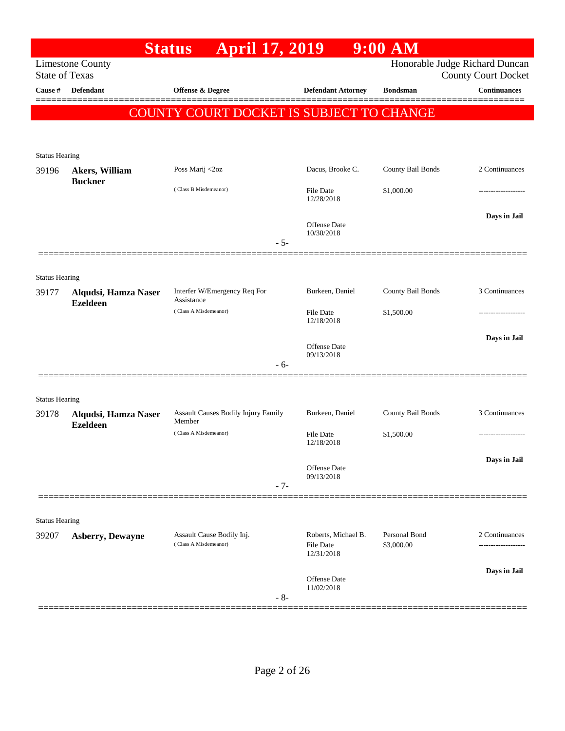# Status April 17, 2019 9:00 AM

Limestone County
State of Texas

Honorable Judge Richard Duncan
County Court Docket

| Cause # | Defendant | Offense & Degree | Defendant Attorney | Bondsman | Continuances |
|---|---|---|---|---|---|

**COUNTY COURT DOCKET IS SUBJECT TO CHANGE**

Status Hearing

| Cause # | Defendant | Offense & Degree | Defendant Attorney | Bondsman | Continuances |
|---|---|---|---|---|---|
| 39196 | **Akers, William Buckner** | Poss Marij <2oz (Class B Misdemeanor) | Dacus, Brooke C. File Date 12/28/2018 Offense Date 10/30/2018 | County Bail Bonds $1,000.00 | 2 Continuances ------------------- **Days in Jail** |

- 5-

Status Hearing

| Cause # | Defendant | Offense & Degree | Defendant Attorney | Bondsman | Continuances |
|---|---|---|---|---|---|
| 39177 | **Alqudsi, Hamza Naser Ezeldeen** | Interfer W/Emergency Req For Assistance (Class A Misdemeanor) | Burkeen, Daniel File Date 12/18/2018 Offense Date 09/13/2018 | County Bail Bonds $1,500.00 | 3 Continuances ------------------- **Days in Jail** |

- 6-

Status Hearing

| Cause # | Defendant | Offense & Degree | Defendant Attorney | Bondsman | Continuances |
|---|---|---|---|---|---|
| 39178 | **Alqudsi, Hamza Naser Ezeldeen** | Assault Causes Bodily Injury Family Member (Class A Misdemeanor) | Burkeen, Daniel File Date 12/18/2018 Offense Date 09/13/2018 | County Bail Bonds $1,500.00 | 3 Continuances ------------------- **Days in Jail** |

- 7-

Status Hearing

| Cause # | Defendant | Offense & Degree | Defendant Attorney | Bondsman | Continuances |
|---|---|---|---|---|---|
| 39207 | **Asberry, Dewayne** | Assault Cause Bodily Inj. (Class A Misdemeanor) | Roberts, Michael B. File Date 12/31/2018 Offense Date 11/02/2018 | Personal Bond $3,000.00 | 2 Continuances ------------------- **Days in Jail** |

- 8-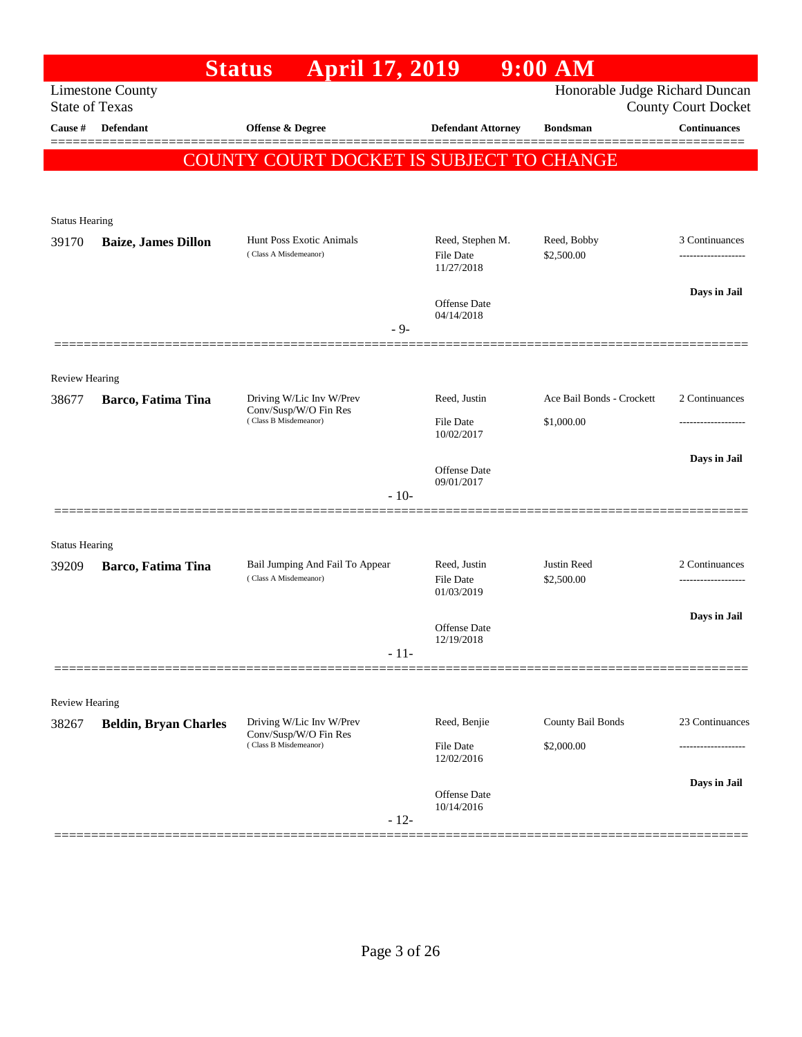# Status April 17, 2019 9:00 AM

Limestone County
State of Texas

Honorable Judge Richard Duncan
County Court Docket

| Cause # | Defendant | Offense & Degree | Defendant Attorney | Bondsman | Continuances |
|---|---|---|---|---|---|

**COUNTY COURT DOCKET IS SUBJECT TO CHANGE**

**Status Hearing**

| Cause # | Defendant | Offense & Degree | Defendant Attorney | Bondsman | Continuances |
|---|---|---|---|---|---|
| 39170 | **Baize, James Dillon** | Hunt Poss Exotic Animals (Class A Misdemeanor) | Reed, Stephen M. File Date 11/27/2018 Offense Date 04/14/2018 | Reed, Bobby $2,500.00 | 3 Continuances ------------------- **Days in Jail** |

- 9-

**Review Hearing**

| Cause # | Defendant | Offense & Degree | Defendant Attorney | Bondsman | Continuances |
|---|---|---|---|---|---|
| 38677 | **Barco, Fatima Tina** | Driving W/Lic Inv W/Prev Conv/Susp/W/O Fin Res (Class B Misdemeanor) | Reed, Justin File Date 10/02/2017 Offense Date 09/01/2017 | Ace Bail Bonds - Crockett $1,000.00 | 2 Continuances ------------------- **Days in Jail** |

- 10-

**Status Hearing**

| Cause # | Defendant | Offense & Degree | Defendant Attorney | Bondsman | Continuances |
|---|---|---|---|---|---|
| 39209 | **Barco, Fatima Tina** | Bail Jumping And Fail To Appear (Class A Misdemeanor) | Reed, Justin File Date 01/03/2019 Offense Date 12/19/2018 | Justin Reed $2,500.00 | 2 Continuances ------------------- **Days in Jail** |

- 11-

**Review Hearing**

| Cause # | Defendant | Offense & Degree | Defendant Attorney | Bondsman | Continuances |
|---|---|---|---|---|---|
| 38267 | **Beldin, Bryan Charles** | Driving W/Lic Inv W/Prev Conv/Susp/W/O Fin Res (Class B Misdemeanor) | Reed, Benjie File Date 12/02/2016 Offense Date 10/14/2016 | County Bail Bonds $2,000.00 | 23 Continuances ------------------- **Days in Jail** |

- 12-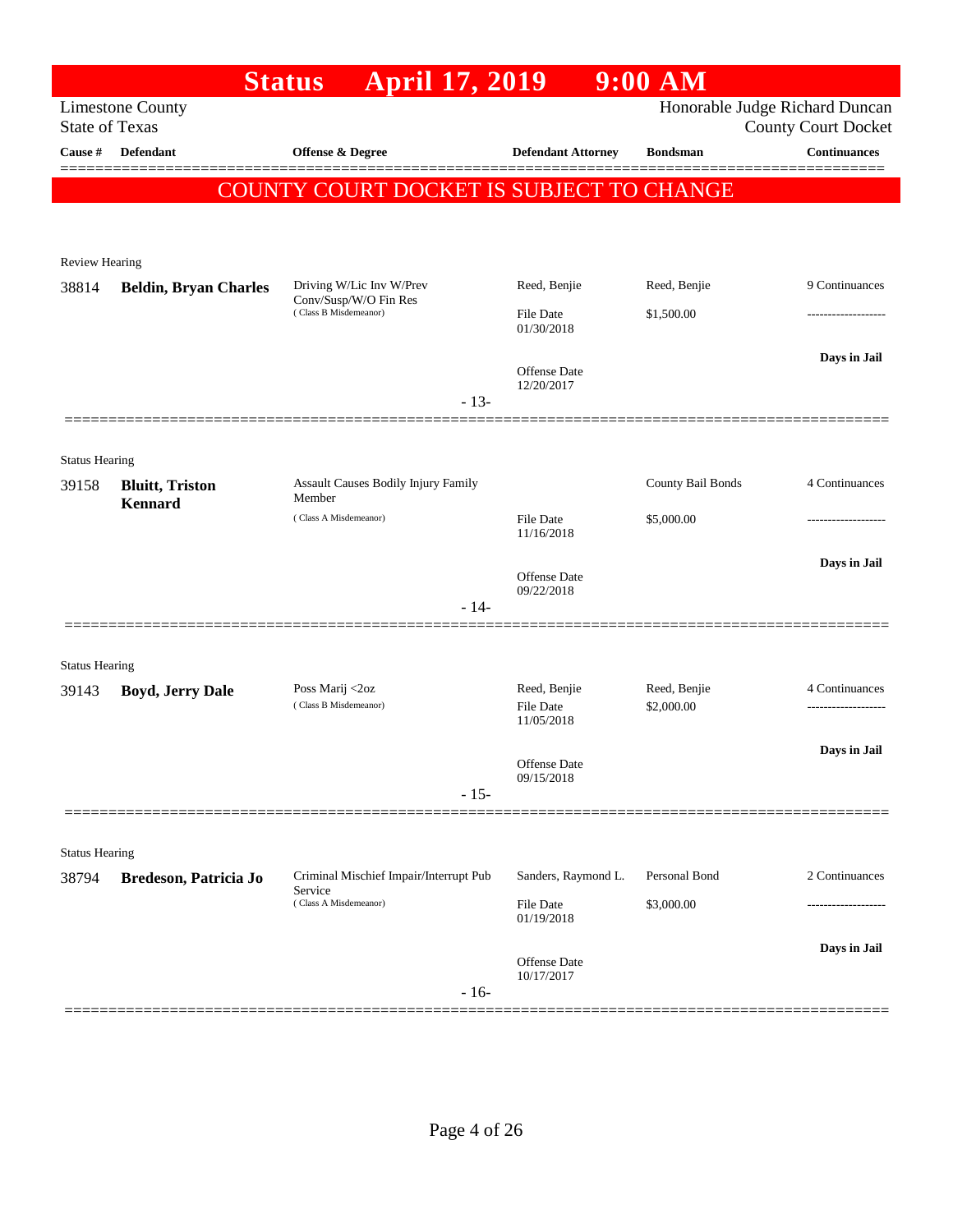# Status April 17, 2019 9:00 AM

Limestone County
State of Texas

Honorable Judge Richard Duncan
County Court Docket

COUNTY COURT DOCKET IS SUBJECT TO CHANGE

| Cause # | Defendant | Offense & Degree | Defendant Attorney | Bondsman | Continuances |
|---|---|---|---|---|---|
| **Review Hearing** | | | | | |
| 38814 | **Beldin, Bryan Charles** | Driving W/Lic Inv W/Prev Conv/Susp/W/O Fin Res (Class B Misdemeanor) | Reed, Benjie | Reed, Benjie | 9 Continuances |
| | | | File Date 01/30/2018 | $1,500.00 | ------------------- |
| | | | Offense Date 12/20/2017 | | **Days in Jail** |
| | | - 13- | | | |
| **Status Hearing** | | | | | |
| 39158 | **Bluitt, Triston Kennard** | Assault Causes Bodily Injury Family Member (Class A Misdemeanor) | | County Bail Bonds | 4 Continuances |
| | | | File Date 11/16/2018 | $5,000.00 | ------------------- |
| | | | Offense Date 09/22/2018 | | **Days in Jail** |
| | | - 14- | | | |
| **Status Hearing** | | | | | |
| 39143 | **Boyd, Jerry Dale** | Poss Marij <2oz (Class B Misdemeanor) | Reed, Benjie | Reed, Benjie | 4 Continuances |
| | | | File Date 11/05/2018 | $2,000.00 | ------------------- |
| | | | Offense Date 09/15/2018 | | **Days in Jail** |
| | | - 15- | | | |
| **Status Hearing** | | | | | |
| 38794 | **Bredeson, Patricia Jo** | Criminal Mischief Impair/Interrupt Pub Service (Class A Misdemeanor) | Sanders, Raymond L. | Personal Bond | 2 Continuances |
| | | | File Date 01/19/2018 | $3,000.00 | ------------------- |
| | | | Offense Date 10/17/2017 | | **Days in Jail** |
| | | - 16- | | | |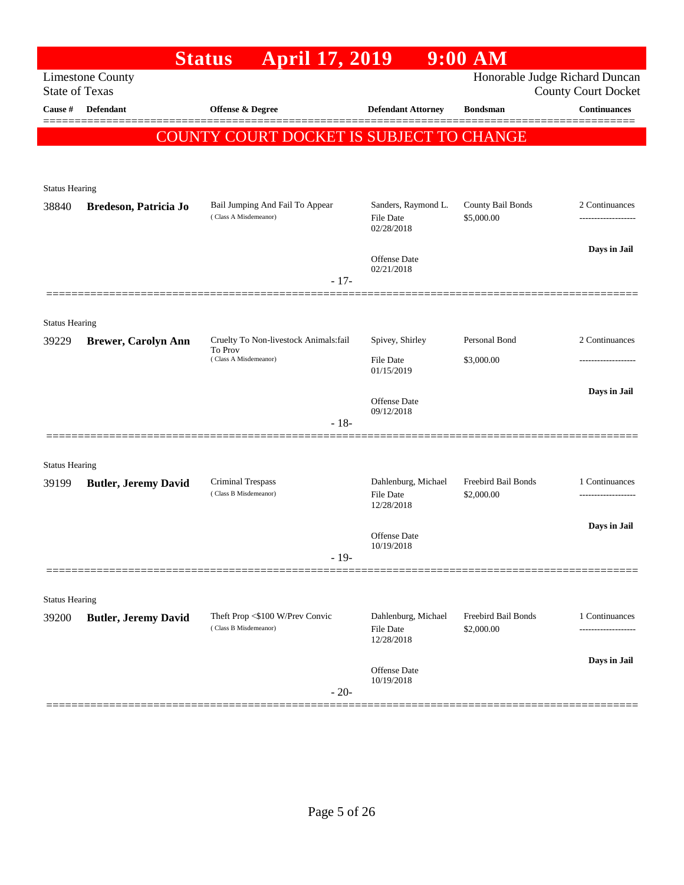# Status April 17, 2019 9:00 AM

Limestone County
State of Texas

Honorable Judge Richard Duncan
County Court Docket

| Cause # | Defendant | Offense & Degree | Defendant Attorney | Bondsman | Continuances |
|---|---|---|---|---|---|

**COUNTY COURT DOCKET IS SUBJECT TO CHANGE**

---

Status Hearing

| Cause # | Defendant | Offense & Degree | Defendant Attorney | Bondsman | Continuances |
|---|---|---|---|---|---|
| 38840 | **Bredeson, Patricia Jo** | Bail Jumping And Fail To Appear (Class A Misdemeanor) | Sanders, Raymond L.<br>File Date 02/28/2018<br>Offense Date 02/21/2018 | County Bail Bonds<br>$5,000.00 | 2 Continuances<br>-------------------<br>**Days in Jail** |

- 17-

---

Status Hearing

| Cause # | Defendant | Offense & Degree | Defendant Attorney | Bondsman | Continuances |
|---|---|---|---|---|---|
| 39229 | **Brewer, Carolyn Ann** | Cruelty To Non-livestock Animals:fail To Prov (Class A Misdemeanor) | Spivey, Shirley<br>File Date 01/15/2019<br>Offense Date 09/12/2018 | Personal Bond<br>$3,000.00 | 2 Continuances<br>-------------------<br>**Days in Jail** |

- 18-

---

Status Hearing

| Cause # | Defendant | Offense & Degree | Defendant Attorney | Bondsman | Continuances |
|---|---|---|---|---|---|
| 39199 | **Butler, Jeremy David** | Criminal Trespass (Class B Misdemeanor) | Dahlenburg, Michael<br>File Date 12/28/2018<br>Offense Date 10/19/2018 | Freebird Bail Bonds<br>$2,000.00 | 1 Continuances<br>-------------------<br>**Days in Jail** |

- 19-

---

Status Hearing

| Cause # | Defendant | Offense & Degree | Defendant Attorney | Bondsman | Continuances |
|---|---|---|---|---|---|
| 39200 | **Butler, Jeremy David** | Theft Prop <$100 W/Prev Convic (Class B Misdemeanor) | Dahlenburg, Michael<br>File Date 12/28/2018<br>Offense Date 10/19/2018 | Freebird Bail Bonds<br>$2,000.00 | 1 Continuances<br>-------------------<br>**Days in Jail** |

- 20-

---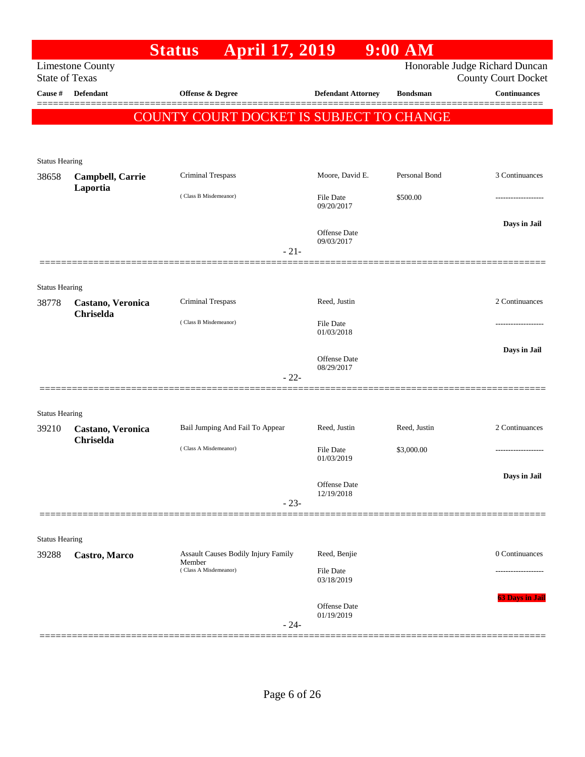# Status April 17, 2019 9:00 AM

Limestone County
State of Texas

Honorable Judge Richard Duncan
County Court Docket

**COUNTY COURT DOCKET IS SUBJECT TO CHANGE**

| Cause # | Defendant | Offense & Degree | Defendant Attorney | Bondsman | Continuances |
|---|---|---|---|---|---|
| Status Hearing | | | | | |
| 38658 | **Campbell, Carrie Laportia** | Criminal Trespass (Class B Misdemeanor) | Moore, David E. | Personal Bond | 3 Continuances |
| | | | File Date 09/20/2017 | $500.00 | ------------------- |
| | | | Offense Date 09/03/2017 | | **Days in Jail** |
| | | - 21- | | | |
| Status Hearing | | | | | |
| 38778 | **Castano, Veronica Chriselda** | Criminal Trespass (Class B Misdemeanor) | Reed, Justin | | 2 Continuances |
| | | | File Date 01/03/2018 | | ------------------- |
| | | | Offense Date 08/29/2017 | | **Days in Jail** |
| | | - 22- | | | |
| Status Hearing | | | | | |
| 39210 | **Castano, Veronica Chriselda** | Bail Jumping And Fail To Appear (Class A Misdemeanor) | Reed, Justin | Reed, Justin | 2 Continuances |
| | | | File Date 01/03/2019 | $3,000.00 | ------------------- |
| | | | Offense Date 12/19/2018 | | **Days in Jail** |
| | | - 23- | | | |
| Status Hearing | | | | | |
| 39288 | **Castro, Marco** | Assault Causes Bodily Injury Family Member (Class A Misdemeanor) | Reed, Benjie | | 0 Continuances |
| | | | File Date 03/18/2019 | | ------------------- |
| | | | Offense Date 01/19/2019 | | **63 Days in Jail** |
| | | - 24- | | | |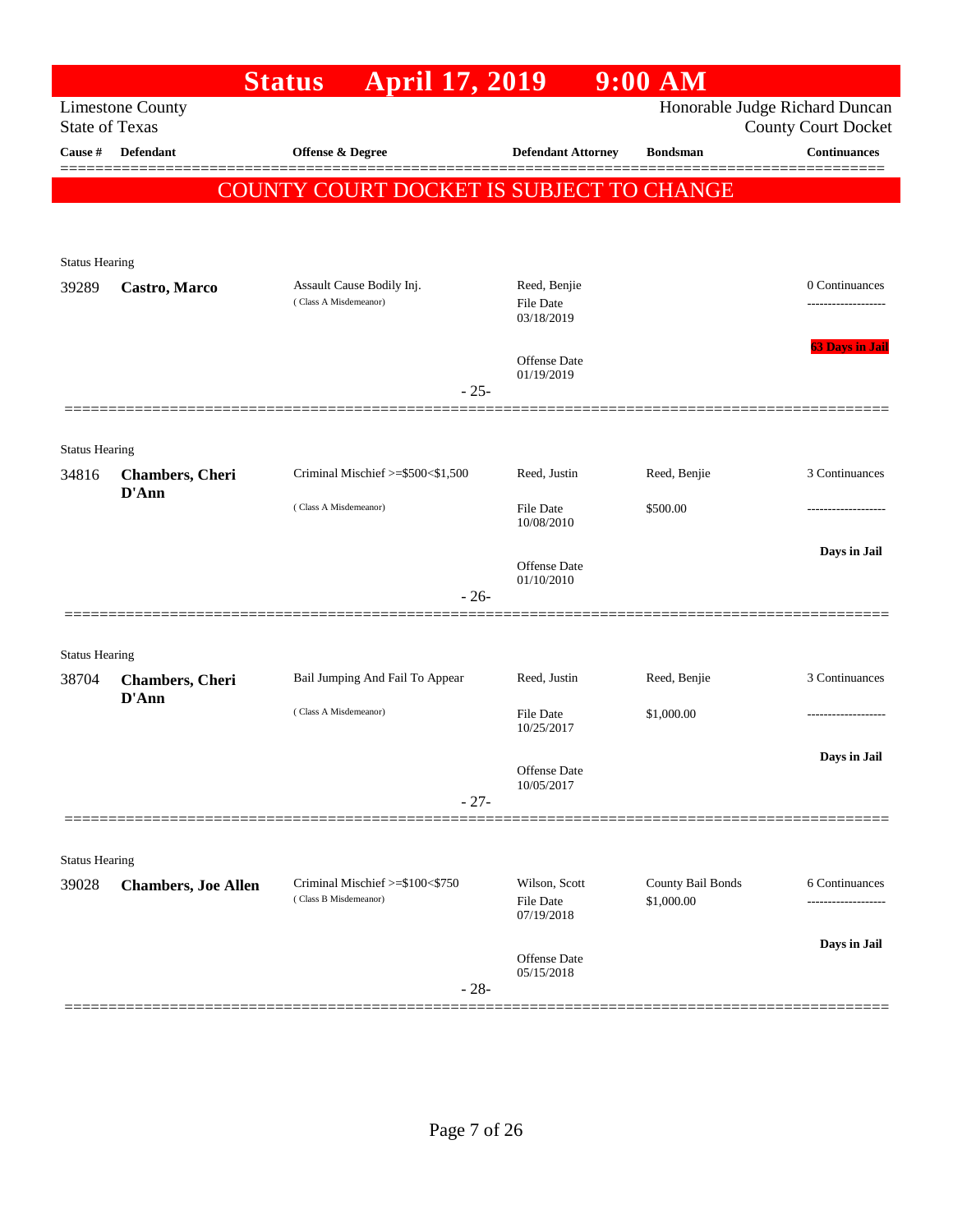# Status April 17, 2019 9:00 AM

Limestone County
State of Texas

Honorable Judge Richard Duncan
County Court Docket

| Cause # | Defendant | Offense & Degree | Defendant Attorney | Bondsman | Continuances |
|---|---|---|---|---|---|

**COUNTY COURT DOCKET IS SUBJECT TO CHANGE**

Status Hearing

| Cause # | Defendant | Offense & Degree | Defendant Attorney | Bondsman | Continuances |
|---|---|---|---|---|---|
| 39289 | **Castro, Marco** | Assault Cause Bodily Inj. (Class A Misdemeanor) | Reed, Benjie<br>File Date 03/18/2019<br>Offense Date 01/19/2019 | | 0 Continuances<br>63 Days in Jail |

- 25-

Status Hearing

| Cause # | Defendant | Offense & Degree | Defendant Attorney | Bondsman | Continuances |
|---|---|---|---|---|---|
| 34816 | **Chambers, Cheri D'Ann** | Criminal Mischief >=$500<$1,500 (Class A Misdemeanor) | Reed, Justin<br>File Date 10/08/2010<br>Offense Date 01/10/2010 | Reed, Benjie<br>$500.00 | 3 Continuances<br>Days in Jail |

- 26-

Status Hearing

| Cause # | Defendant | Offense & Degree | Defendant Attorney | Bondsman | Continuances |
|---|---|---|---|---|---|
| 38704 | **Chambers, Cheri D'Ann** | Bail Jumping And Fail To Appear (Class A Misdemeanor) | Reed, Justin<br>File Date 10/25/2017<br>Offense Date 10/05/2017 | Reed, Benjie<br>$1,000.00 | 3 Continuances<br>Days in Jail |

- 27-

Status Hearing

| Cause # | Defendant | Offense & Degree | Defendant Attorney | Bondsman | Continuances |
|---|---|---|---|---|---|
| 39028 | **Chambers, Joe Allen** | Criminal Mischief >=$100<$750 (Class B Misdemeanor) | Wilson, Scott<br>File Date 07/19/2018<br>Offense Date 05/15/2018 | County Bail Bonds<br>$1,000.00 | 6 Continuances<br>Days in Jail |

- 28-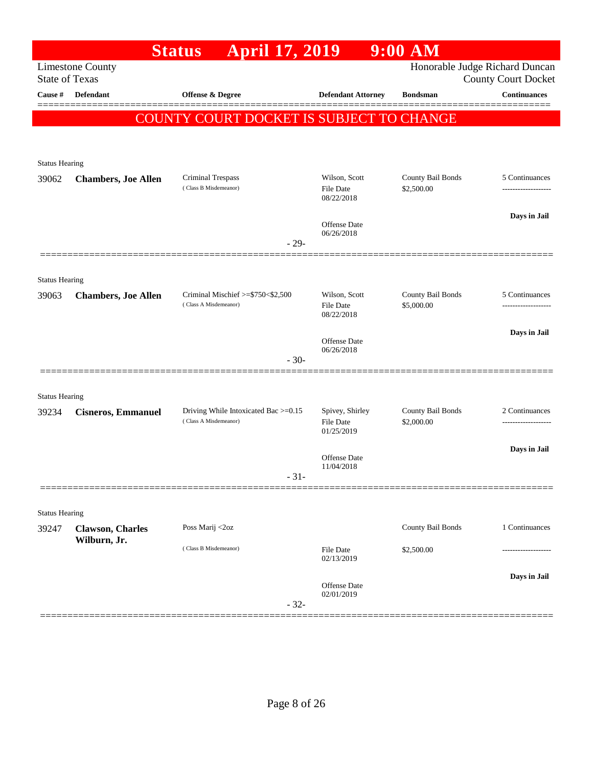# Status April 17, 2019 9:00 AM

Limestone County
State of Texas

Honorable Judge Richard Duncan
County Court Docket

| Cause # | Defendant | Offense & Degree | Defendant Attorney | Bondsman | Continuances |
|---|---|---|---|---|---|

**COUNTY COURT DOCKET IS SUBJECT TO CHANGE**

Status Hearing

| Cause # | Defendant | Offense & Degree | Defendant Attorney | Bondsman | Continuances |
|---|---|---|---|---|---|
| 39062 | **Chambers, Joe Allen** | Criminal Trespass (Class B Misdemeanor) | Wilson, Scott<br>File Date 08/22/2018<br>Offense Date 06/26/2018 | County Bail Bonds<br>$2,500.00 | 5 Continuances<br>-------------------<br>**Days in Jail** |

- 29-

Status Hearing

| Cause # | Defendant | Offense & Degree | Defendant Attorney | Bondsman | Continuances |
|---|---|---|---|---|---|
| 39063 | **Chambers, Joe Allen** | Criminal Mischief >=$750<$2,500 (Class A Misdemeanor) | Wilson, Scott<br>File Date 08/22/2018<br>Offense Date 06/26/2018 | County Bail Bonds<br>$5,000.00 | 5 Continuances<br>-------------------<br>**Days in Jail** |

- 30-

Status Hearing

| Cause # | Defendant | Offense & Degree | Defendant Attorney | Bondsman | Continuances |
|---|---|---|---|---|---|
| 39234 | **Cisneros, Emmanuel** | Driving While Intoxicated Bac >=0.15 (Class A Misdemeanor) | Spivey, Shirley<br>File Date 01/25/2019<br>Offense Date 11/04/2018 | County Bail Bonds<br>$2,000.00 | 2 Continuances<br>-------------------<br>**Days in Jail** |

- 31-

Status Hearing

| Cause # | Defendant | Offense & Degree | Defendant Attorney | Bondsman | Continuances |
|---|---|---|---|---|---|
| 39247 | **Clawson, Charles Wilburn, Jr.** | Poss Marij <2oz (Class B Misdemeanor) | File Date 02/13/2019<br>Offense Date 02/01/2019 | County Bail Bonds<br>$2,500.00 | 1 Continuances<br>-------------------<br>**Days in Jail** |

- 32-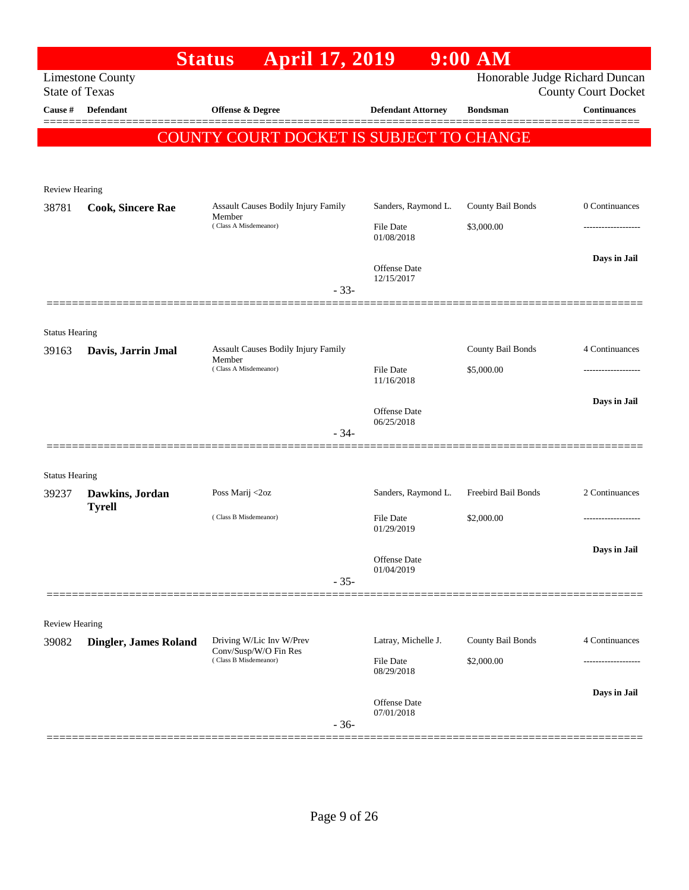# Status April 17, 2019 9:00 AM

Limestone County
State of Texas

Honorable Judge Richard Duncan
County Court Docket

| Cause # | Defendant | Offense & Degree | Defendant Attorney | Bondsman | Continuances |
|---|---|---|---|---|---|

**COUNTY COURT DOCKET IS SUBJECT TO CHANGE**

Review Hearing

| Cause # | Defendant | Offense & Degree | Defendant Attorney | Bondsman | Continuances |
|---|---|---|---|---|---|
| 38781 | **Cook, Sincere Rae** | Assault Causes Bodily Injury Family Member (Class A Misdemeanor) | Sanders, Raymond L. | County Bail Bonds | 0 Continuances |
| | | | File Date 01/08/2018 | $3,000.00 | ------------------- |
| | | | Offense Date 12/15/2017 | | Days in Jail |

- 33-

Status Hearing

| Cause # | Defendant | Offense & Degree | Defendant Attorney | Bondsman | Continuances |
|---|---|---|---|---|---|
| 39163 | **Davis, Jarrin Jmal** | Assault Causes Bodily Injury Family Member (Class A Misdemeanor) | | County Bail Bonds | 4 Continuances |
| | | | File Date 11/16/2018 | $5,000.00 | ------------------- |
| | | | Offense Date 06/25/2018 | | Days in Jail |

- 34-

Status Hearing

| Cause # | Defendant | Offense & Degree | Defendant Attorney | Bondsman | Continuances |
|---|---|---|---|---|---|
| 39237 | **Dawkins, Jordan Tyrell** | Poss Marij <2oz (Class B Misdemeanor) | Sanders, Raymond L. | Freebird Bail Bonds | 2 Continuances |
| | | | File Date 01/29/2019 | $2,000.00 | ------------------- |
| | | | Offense Date 01/04/2019 | | Days in Jail |

- 35-

Review Hearing

| Cause # | Defendant | Offense & Degree | Defendant Attorney | Bondsman | Continuances |
|---|---|---|---|---|---|
| 39082 | **Dingler, James Roland** | Driving W/Lic Inv W/Prev Conv/Susp/W/O Fin Res (Class B Misdemeanor) | Latray, Michelle J. | County Bail Bonds | 4 Continuances |
| | | | File Date 08/29/2018 | $2,000.00 | ------------------- |
| | | | Offense Date 07/01/2018 | | Days in Jail |

- 36-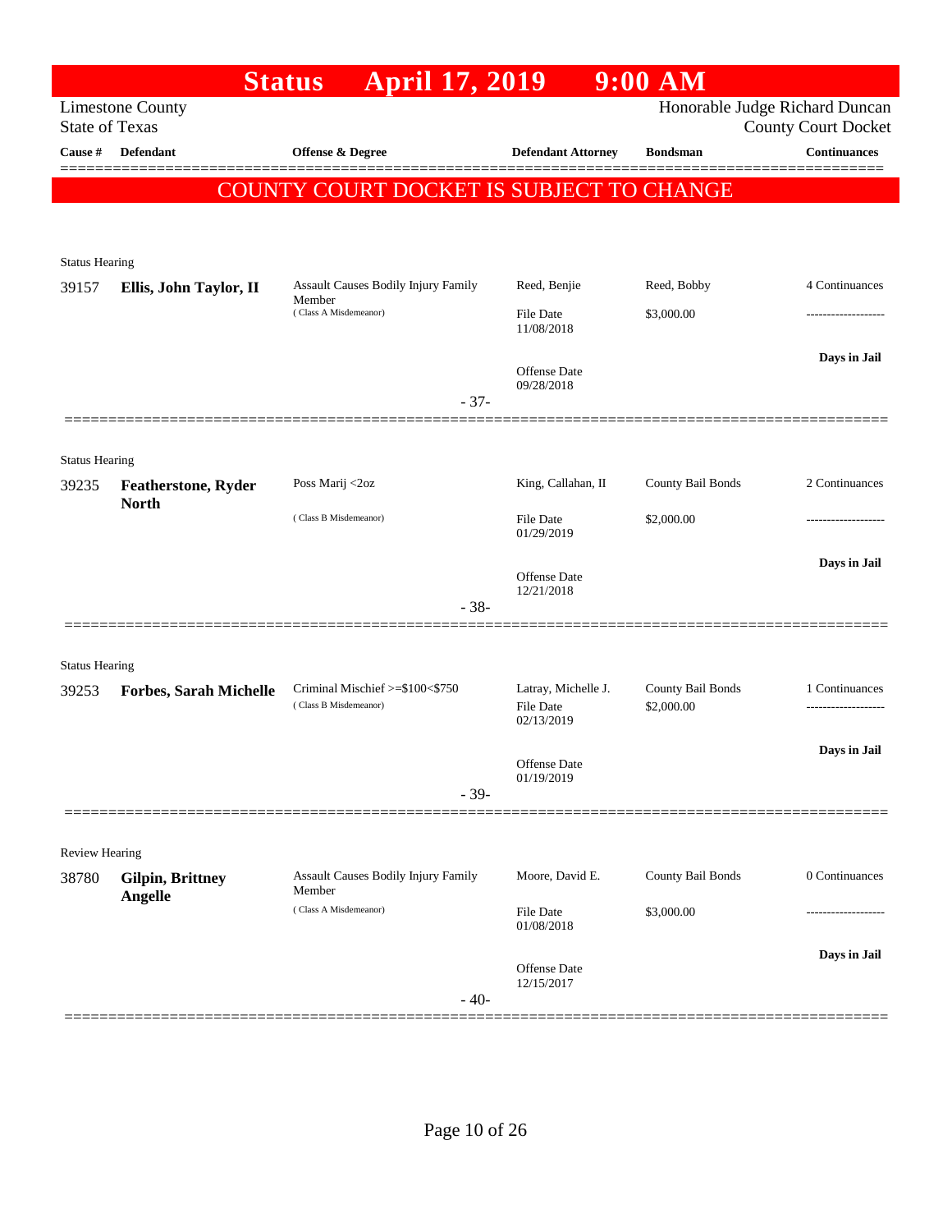# Status April 17, 2019 9:00 AM

Limestone County
State of Texas

Honorable Judge Richard Duncan
County Court Docket

| Cause # | Defendant | Offense & Degree | Defendant Attorney | Bondsman | Continuances |
|---|---|---|---|---|---|

**COUNTY COURT DOCKET IS SUBJECT TO CHANGE**

Status Hearing

| Cause # | Defendant | Offense & Degree | Defendant Attorney | Bondsman | Continuances |
|---|---|---|---|---|---|
| 39157 | **Ellis, John Taylor, II** | Assault Causes Bodily Injury Family Member (Class A Misdemeanor) | Reed, Benjie | Reed, Bobby | 4 Continuances |
| | | | File Date 11/08/2018 | $3,000.00 | ------------------- |
| | | | Offense Date 09/28/2018 | | **Days in Jail** |

- 37-

Status Hearing

| Cause # | Defendant | Offense & Degree | Defendant Attorney | Bondsman | Continuances |
|---|---|---|---|---|---|
| 39235 | **Featherstone, Ryder North** | Poss Marij <2oz (Class B Misdemeanor) | King, Callahan, II | County Bail Bonds | 2 Continuances |
| | | | File Date 01/29/2019 | $2,000.00 | ------------------- |
| | | | Offense Date 12/21/2018 | | **Days in Jail** |

- 38-

Status Hearing

| Cause # | Defendant | Offense & Degree | Defendant Attorney | Bondsman | Continuances |
|---|---|---|---|---|---|
| 39253 | **Forbes, Sarah Michelle** | Criminal Mischief >=$100<$750 (Class B Misdemeanor) | Latray, Michelle J. | County Bail Bonds | 1 Continuances |
| | | | File Date 02/13/2019 | $2,000.00 | ------------------- |
| | | | Offense Date 01/19/2019 | | **Days in Jail** |

- 39-

Review Hearing

| Cause # | Defendant | Offense & Degree | Defendant Attorney | Bondsman | Continuances |
|---|---|---|---|---|---|
| 38780 | **Gilpin, Brittney Angelle** | Assault Causes Bodily Injury Family Member (Class A Misdemeanor) | Moore, David E. | County Bail Bonds | 0 Continuances |
| | | | File Date 01/08/2018 | $3,000.00 | ------------------- |
| | | | Offense Date 12/15/2017 | | **Days in Jail** |

- 40-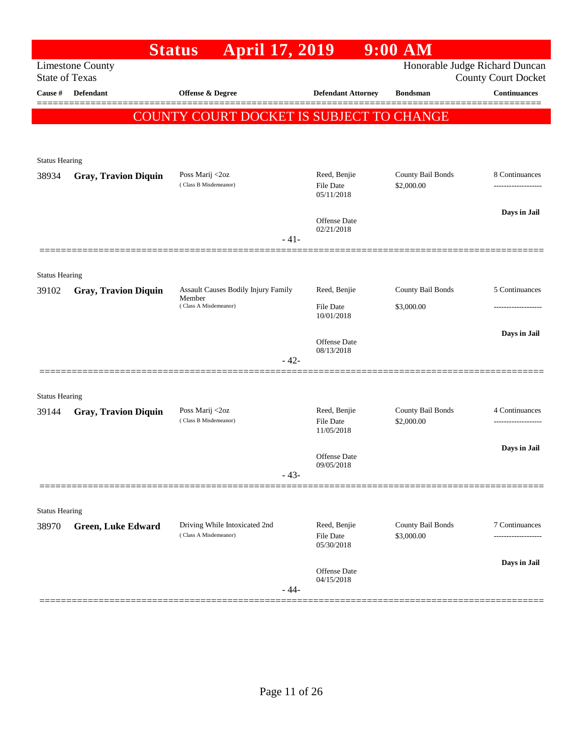# Status April 17, 2019 9:00 AM

Limestone County
State of Texas

Honorable Judge Richard Duncan
County Court Docket

**COUNTY COURT DOCKET IS SUBJECT TO CHANGE**

| Cause # | Defendant | Offense & Degree | Defendant Attorney | Bondsman | Continuances |
|---|---|---|---|---|---|
| Status Hearing | | | | | |
| 38934 | **Gray, Travion Diquin** | Poss Marij <2oz (Class B Misdemeanor) | Reed, Benjie<br>File Date 05/11/2018<br>Offense Date 02/21/2018 | County Bail Bonds<br>$2,000.00 | 8 Continuances<br>**Days in Jail** |
| | | | - 41- | | |
| Status Hearing | | | | | |
| 39102 | **Gray, Travion Diquin** | Assault Causes Bodily Injury Family Member (Class A Misdemeanor) | Reed, Benjie<br>File Date 10/01/2018<br>Offense Date 08/13/2018 | County Bail Bonds<br>$3,000.00 | 5 Continuances<br>**Days in Jail** |
| | | | - 42- | | |
| Status Hearing | | | | | |
| 39144 | **Gray, Travion Diquin** | Poss Marij <2oz (Class B Misdemeanor) | Reed, Benjie<br>File Date 11/05/2018<br>Offense Date 09/05/2018 | County Bail Bonds<br>$2,000.00 | 4 Continuances<br>**Days in Jail** |
| | | | - 43- | | |
| Status Hearing | | | | | |
| 38970 | **Green, Luke Edward** | Driving While Intoxicated 2nd (Class A Misdemeanor) | Reed, Benjie<br>File Date 05/30/2018<br>Offense Date 04/15/2018 | County Bail Bonds<br>$3,000.00 | 7 Continuances<br>**Days in Jail** |
| | | | - 44- | | |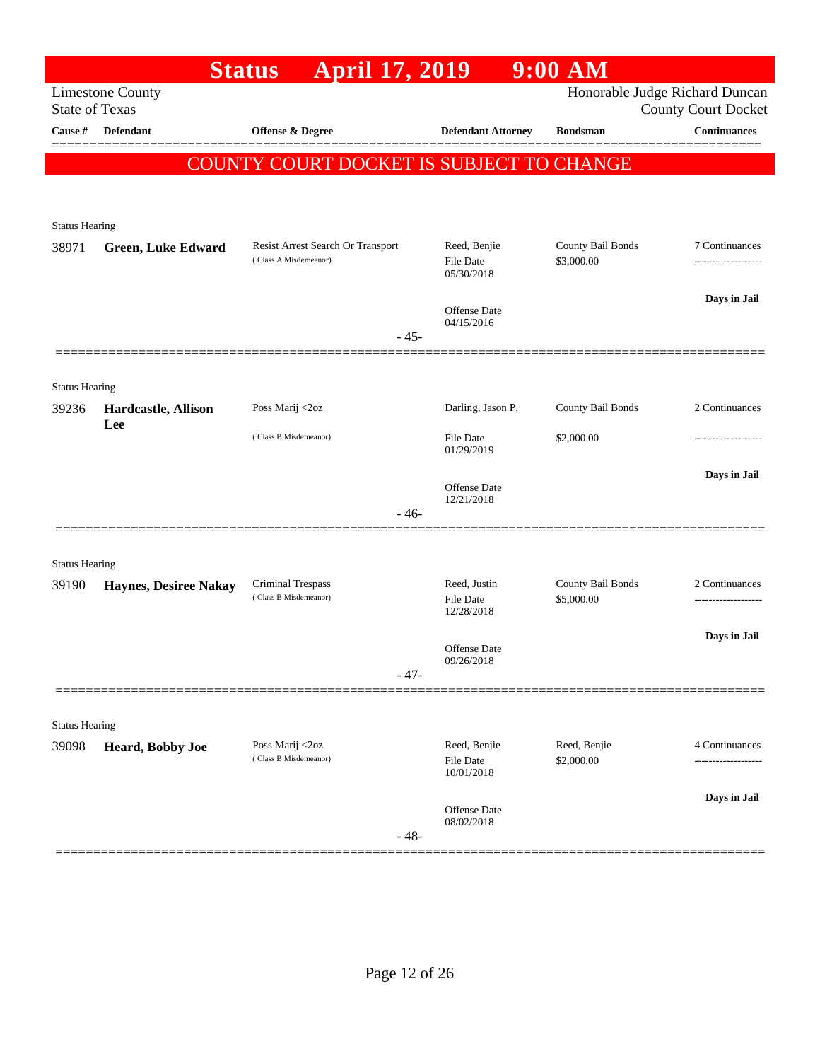# Status April 17, 2019 9:00 AM

Limestone County
State of Texas

Honorable Judge Richard Duncan
County Court Docket

**COUNTY COURT DOCKET IS SUBJECT TO CHANGE**

| Cause # | Defendant | Offense & Degree | Defendant Attorney | Bondsman | Continuances |
|---|---|---|---|---|---|
| Status Hearing | | | | | |
| 38971 | **Green, Luke Edward** | Resist Arrest Search Or Transport (Class A Misdemeanor) | Reed, Benjie<br>File Date 05/30/2018<br>Offense Date 04/15/2016 | County Bail Bonds<br>$3,000.00 | 7 Continuances<br>Days in Jail |
| | | | - 45- | | |
| Status Hearing | | | | | |
| 39236 | **Hardcastle, Allison Lee** | Poss Marij <2oz (Class B Misdemeanor) | Darling, Jason P.<br>File Date 01/29/2019<br>Offense Date 12/21/2018 | County Bail Bonds<br>$2,000.00 | 2 Continuances<br>Days in Jail |
| | | | - 46- | | |
| Status Hearing | | | | | |
| 39190 | **Haynes, Desiree Nakay** | Criminal Trespass (Class B Misdemeanor) | Reed, Justin<br>File Date 12/28/2018<br>Offense Date 09/26/2018 | County Bail Bonds<br>$5,000.00 | 2 Continuances<br>Days in Jail |
| | | | - 47- | | |
| Status Hearing | | | | | |
| 39098 | **Heard, Bobby Joe** | Poss Marij <2oz (Class B Misdemeanor) | Reed, Benjie<br>File Date 10/01/2018<br>Offense Date 08/02/2018 | Reed, Benjie<br>$2,000.00 | 4 Continuances<br>Days in Jail |
| | | | - 48- | | |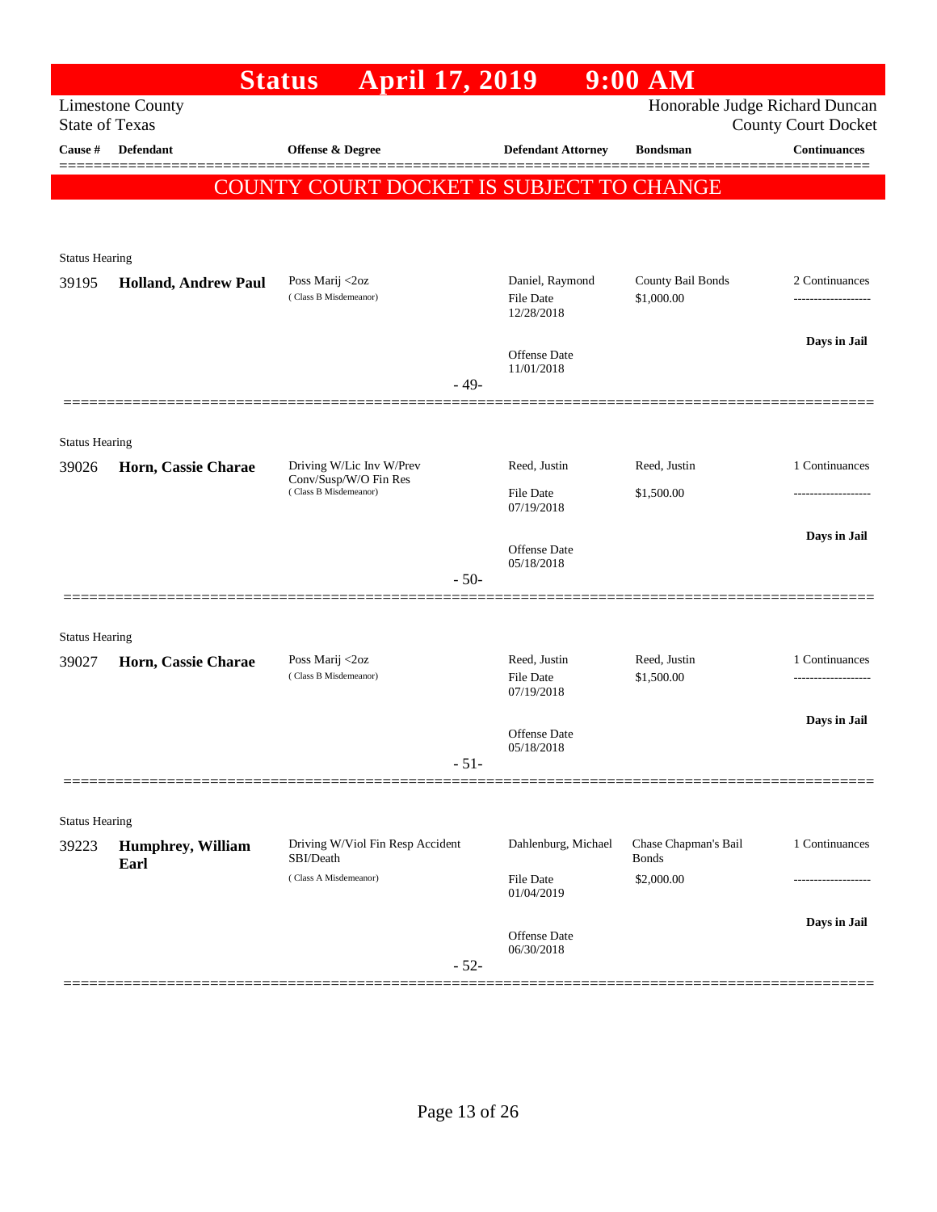# Status April 17, 2019 9:00 AM

Limestone County
State of Texas

Honorable Judge Richard Duncan
County Court Docket

COUNTY COURT DOCKET IS SUBJECT TO CHANGE

| Cause # | Defendant | Offense & Degree | Defendant Attorney | Bondsman | Continuances |
|---|---|---|---|---|---|
| **Status Hearing** | | | | | |
| 39195 | **Holland, Andrew Paul** | Poss Marij <2oz (Class B Misdemeanor) | Daniel, Raymond<br>File Date 12/28/2018<br>Offense Date 11/01/2018 | County Bail Bonds<br>$1,000.00 | 2 Continuances<br>-------------------<br>Days in Jail |
| | | - 49- | | | |
| **Status Hearing** | | | | | |
| 39026 | **Horn, Cassie Charae** | Driving W/Lic Inv W/Prev Conv/Susp/W/O Fin Res (Class B Misdemeanor) | Reed, Justin<br>File Date 07/19/2018<br>Offense Date 05/18/2018 | Reed, Justin<br>$1,500.00 | 1 Continuances<br>-------------------<br>Days in Jail |
| | | - 50- | | | |
| **Status Hearing** | | | | | |
| 39027 | **Horn, Cassie Charae** | Poss Marij <2oz (Class B Misdemeanor) | Reed, Justin<br>File Date 07/19/2018<br>Offense Date 05/18/2018 | Reed, Justin<br>$1,500.00 | 1 Continuances<br>-------------------<br>Days in Jail |
| | | - 51- | | | |
| **Status Hearing** | | | | | |
| 39223 | **Humphrey, William Earl** | Driving W/Viol Fin Resp Accident SBI/Death (Class A Misdemeanor) | Dahlenburg, Michael<br>File Date 01/04/2019<br>Offense Date 06/30/2018 | Chase Chapman's Bail Bonds<br>$2,000.00 | 1 Continuances<br>-------------------<br>Days in Jail |
| | | - 52- | | | |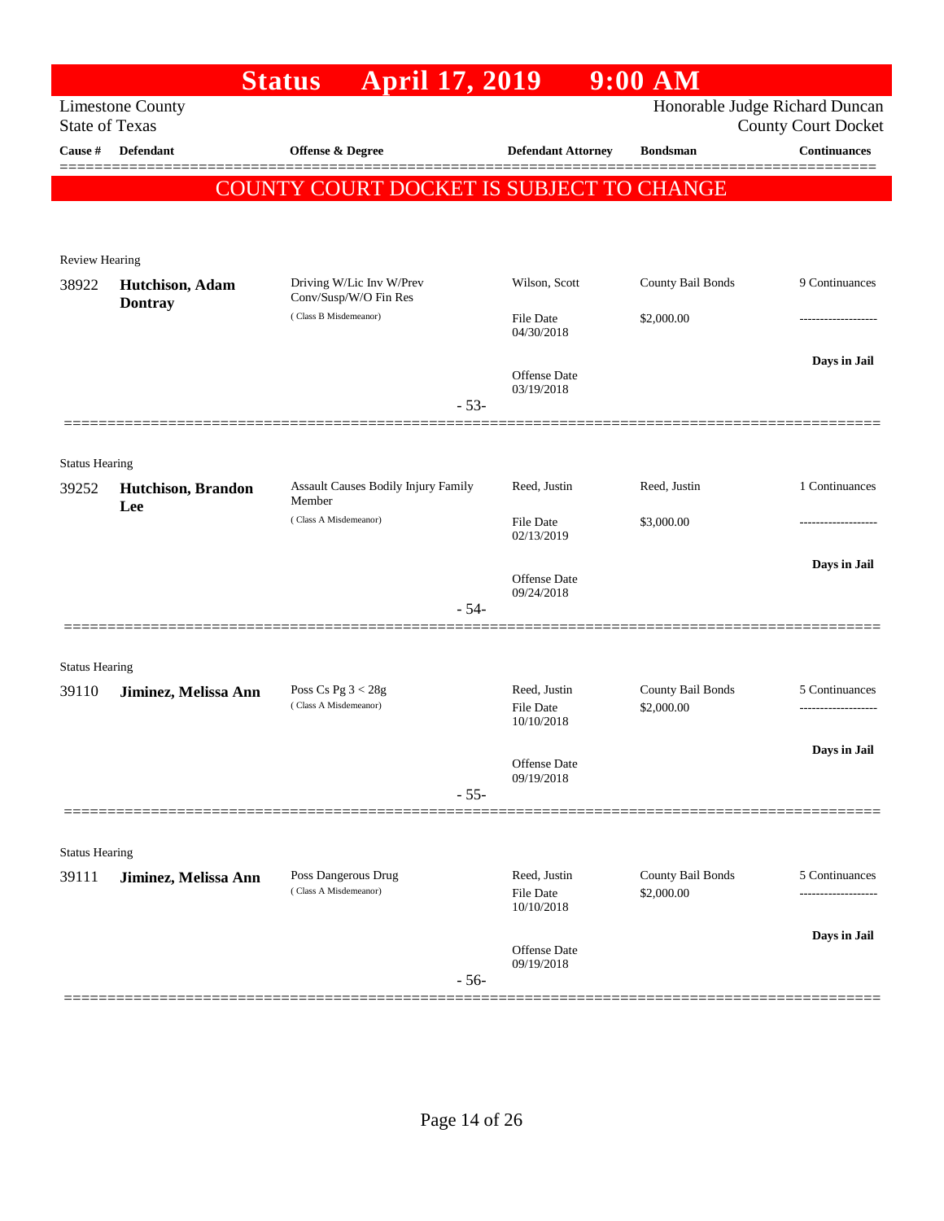# Status April 17, 2019 9:00 AM

Limestone County
State of Texas

Honorable Judge Richard Duncan
County Court Docket

| Cause # | Defendant | Offense & Degree | Defendant Attorney | Bondsman | Continuances |
|---|---|---|---|---|---|

**COUNTY COURT DOCKET IS SUBJECT TO CHANGE**

Review Hearing

| Cause # | Defendant | Offense & Degree | Defendant Attorney | Bondsman | Continuances |
|---|---|---|---|---|---|
| 38922 | **Hutchison, Adam Dontray** | Driving W/Lic Inv W/Prev Conv/Susp/W/O Fin Res (Class B Misdemeanor) | Wilson, Scott<br>File Date 04/30/2018<br>Offense Date 03/19/2018 | County Bail Bonds<br>$2,000.00 | 9 Continuances<br>-------------------<br>**Days in Jail** |

- 53-

Status Hearing

| Cause # | Defendant | Offense & Degree | Defendant Attorney | Bondsman | Continuances |
|---|---|---|---|---|---|
| 39252 | **Hutchison, Brandon Lee** | Assault Causes Bodily Injury Family Member (Class A Misdemeanor) | Reed, Justin<br>File Date 02/13/2019<br>Offense Date 09/24/2018 | Reed, Justin<br>$3,000.00 | 1 Continuances<br>-------------------<br>**Days in Jail** |

- 54-

Status Hearing

| Cause # | Defendant | Offense & Degree | Defendant Attorney | Bondsman | Continuances |
|---|---|---|---|---|---|
| 39110 | **Jiminez, Melissa Ann** | Poss Cs Pg 3 < 28g (Class A Misdemeanor) | Reed, Justin<br>File Date 10/10/2018<br>Offense Date 09/19/2018 | County Bail Bonds<br>$2,000.00 | 5 Continuances<br>-------------------<br>**Days in Jail** |

- 55-

Status Hearing

| Cause # | Defendant | Offense & Degree | Defendant Attorney | Bondsman | Continuances |
|---|---|---|---|---|---|
| 39111 | **Jiminez, Melissa Ann** | Poss Dangerous Drug (Class A Misdemeanor) | Reed, Justin<br>File Date 10/10/2018<br>Offense Date 09/19/2018 | County Bail Bonds<br>$2,000.00 | 5 Continuances<br>-------------------<br>**Days in Jail** |

- 56-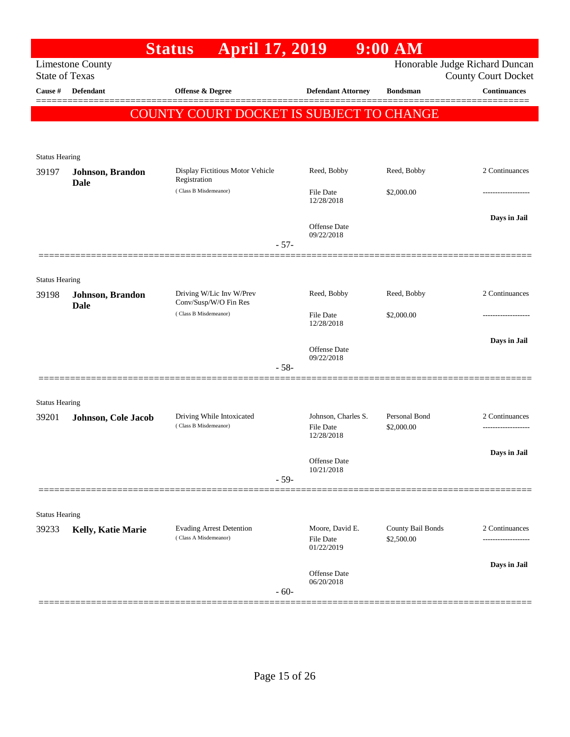# Status April 17, 2019 9:00 AM

Limestone County
State of Texas

Honorable Judge Richard Duncan
County Court Docket

| Cause # | Defendant | Offense & Degree | Defendant Attorney | Bondsman | Continuances |
|---|---|---|---|---|---|

**COUNTY COURT DOCKET IS SUBJECT TO CHANGE**

Status Hearing

| Cause # | Defendant | Offense & Degree | Defendant Attorney | Bondsman | Continuances |
|---|---|---|---|---|---|
| 39197 | **Johnson, Brandon Dale** | Display Fictitious Motor Vehicle Registration (Class B Misdemeanor) | Reed, Bobby | Reed, Bobby | 2 Continuances |
| | | | File Date 12/28/2018 | $2,000.00 | ------------------- |
| | | | Offense Date 09/22/2018 | | **Days in Jail** |

- 57-

Status Hearing

| Cause # | Defendant | Offense & Degree | Defendant Attorney | Bondsman | Continuances |
|---|---|---|---|---|---|
| 39198 | **Johnson, Brandon Dale** | Driving W/Lic Inv W/Prev Conv/Susp/W/O Fin Res (Class B Misdemeanor) | Reed, Bobby | Reed, Bobby | 2 Continuances |
| | | | File Date 12/28/2018 | $2,000.00 | ------------------- |
| | | | Offense Date 09/22/2018 | | **Days in Jail** |

- 58-

Status Hearing

| Cause # | Defendant | Offense & Degree | Defendant Attorney | Bondsman | Continuances |
|---|---|---|---|---|---|
| 39201 | **Johnson, Cole Jacob** | Driving While Intoxicated (Class B Misdemeanor) | Johnson, Charles S. | Personal Bond | 2 Continuances |
| | | | File Date 12/28/2018 | $2,000.00 | ------------------- |
| | | | Offense Date 10/21/2018 | | **Days in Jail** |

- 59-

Status Hearing

| Cause # | Defendant | Offense & Degree | Defendant Attorney | Bondsman | Continuances |
|---|---|---|---|---|---|
| 39233 | **Kelly, Katie Marie** | Evading Arrest Detention (Class A Misdemeanor) | Moore, David E. | County Bail Bonds | 2 Continuances |
| | | | File Date 01/22/2019 | $2,500.00 | ------------------- |
| | | | Offense Date 06/20/2018 | | **Days in Jail** |

- 60-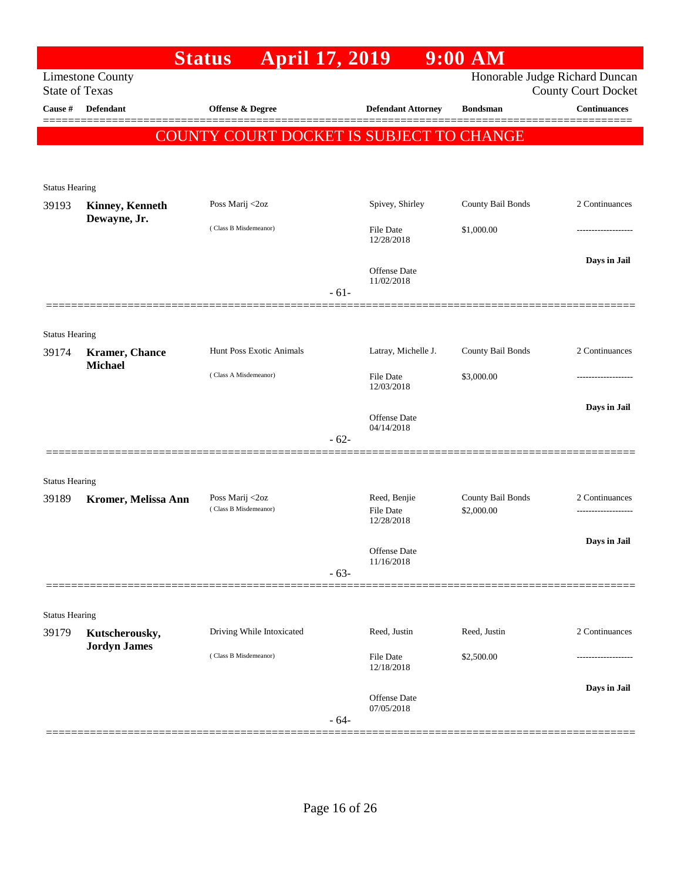# Status April 17, 2019 9:00 AM

Limestone County
State of Texas

Honorable Judge Richard Duncan
County Court Docket

**COUNTY COURT DOCKET IS SUBJECT TO CHANGE**

| Cause # | Defendant | Offense & Degree | Defendant Attorney | Bondsman | Continuances |
|---|---|---|---|---|---|
| Status Hearing | | | | | |
| 39193 | **Kinney, Kenneth Dewayne, Jr.** | Poss Marij <2oz (Class B Misdemeanor) | Spivey, Shirley<br>File Date 12/28/2018<br>Offense Date 11/02/2018 | County Bail Bonds<br>$1,000.00 | 2 Continuances<br>-------------------<br>**Days in Jail** |
| | | | - 61- | | |
| Status Hearing | | | | | |
| 39174 | **Kramer, Chance Michael** | Hunt Poss Exotic Animals (Class A Misdemeanor) | Latray, Michelle J.<br>File Date 12/03/2018<br>Offense Date 04/14/2018 | County Bail Bonds<br>$3,000.00 | 2 Continuances<br>-------------------<br>**Days in Jail** |
| | | | - 62- | | |
| Status Hearing | | | | | |
| 39189 | **Kromer, Melissa Ann** | Poss Marij <2oz (Class B Misdemeanor) | Reed, Benjie<br>File Date 12/28/2018<br>Offense Date 11/16/2018 | County Bail Bonds<br>$2,000.00 | 2 Continuances<br>-------------------<br>**Days in Jail** |
| | | | - 63- | | |
| Status Hearing | | | | | |
| 39179 | **Kutscherousky, Jordyn James** | Driving While Intoxicated (Class B Misdemeanor) | Reed, Justin<br>File Date 12/18/2018<br>Offense Date 07/05/2018 | Reed, Justin<br>$2,500.00 | 2 Continuances<br>-------------------<br>**Days in Jail** |
| | | | - 64- | | |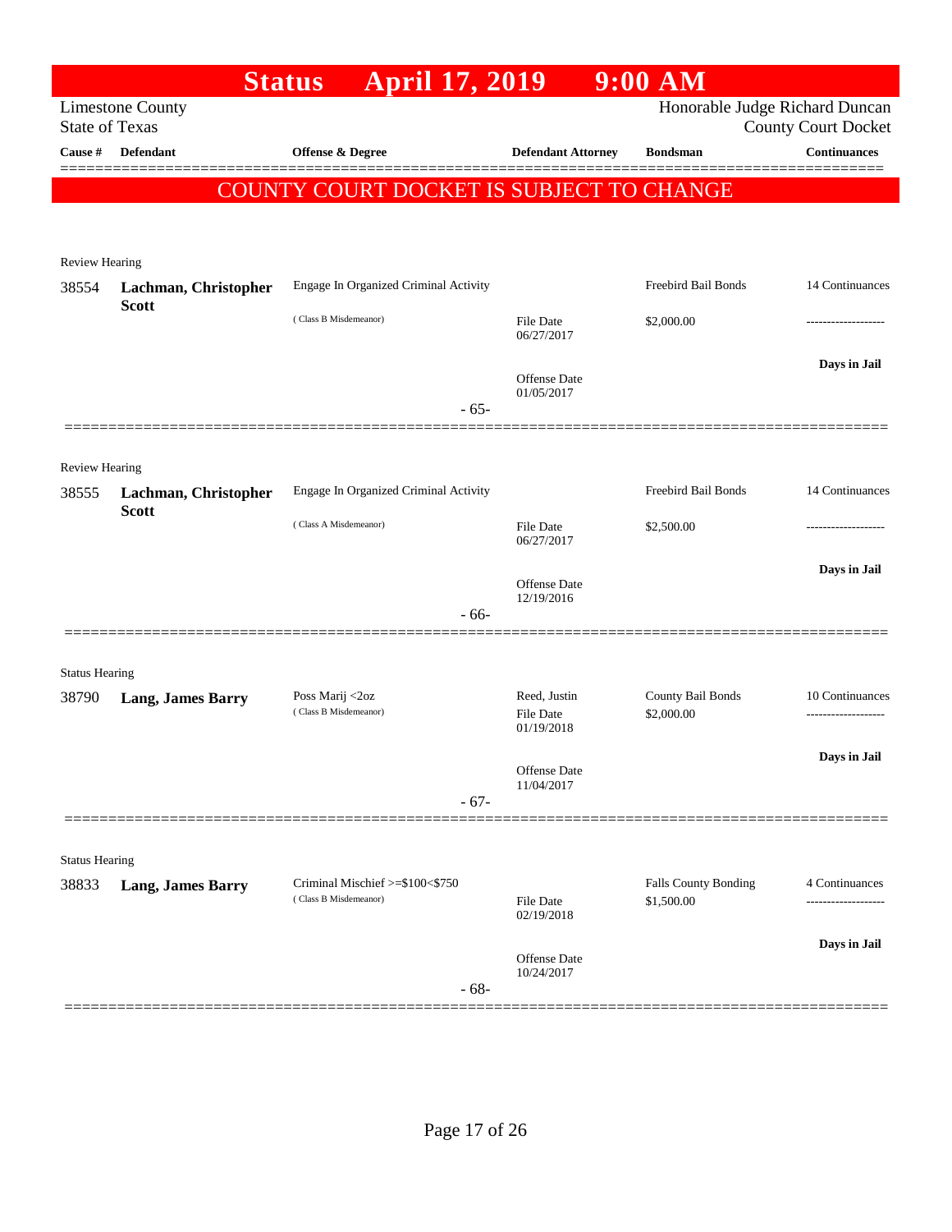# Status April 17, 2019 9:00 AM

Limestone County
State of Texas

Honorable Judge Richard Duncan
County Court Docket

| Cause # | Defendant | Offense & Degree | Defendant Attorney | Bondsman | Continuances |
|---|---|---|---|---|---|

**COUNTY COURT DOCKET IS SUBJECT TO CHANGE**

Review Hearing

| Cause # | Defendant | Offense & Degree | Defendant Attorney | Bondsman | Continuances |
|---|---|---|---|---|---|
| 38554 | **Lachman, Christopher Scott** | Engage In Organized Criminal Activity (Class B Misdemeanor) | File Date 06/27/2017<br>Offense Date 01/05/2017 | Freebird Bail Bonds<br>$2,000.00 | 14 Continuances<br>-------------------<br>**Days in Jail** |

- 65-

Review Hearing

| Cause # | Defendant | Offense & Degree | Defendant Attorney | Bondsman | Continuances |
|---|---|---|---|---|---|
| 38555 | **Lachman, Christopher Scott** | Engage In Organized Criminal Activity (Class A Misdemeanor) | File Date 06/27/2017<br>Offense Date 12/19/2016 | Freebird Bail Bonds<br>$2,500.00 | 14 Continuances<br>-------------------<br>**Days in Jail** |

- 66-

Status Hearing

| Cause # | Defendant | Offense & Degree | Defendant Attorney | Bondsman | Continuances |
|---|---|---|---|---|---|
| 38790 | **Lang, James Barry** | Poss Marij <2oz (Class B Misdemeanor) | Reed, Justin<br>File Date 01/19/2018<br>Offense Date 11/04/2017 | County Bail Bonds<br>$2,000.00 | 10 Continuances<br>-------------------<br>**Days in Jail** |

- 67-

Status Hearing

| Cause # | Defendant | Offense & Degree | Defendant Attorney | Bondsman | Continuances |
|---|---|---|---|---|---|
| 38833 | **Lang, James Barry** | Criminal Mischief >=$100<$750 (Class B Misdemeanor) | File Date 02/19/2018<br>Offense Date 10/24/2017 | Falls County Bonding<br>$1,500.00 | 4 Continuances<br>-------------------<br>**Days in Jail** |

- 68-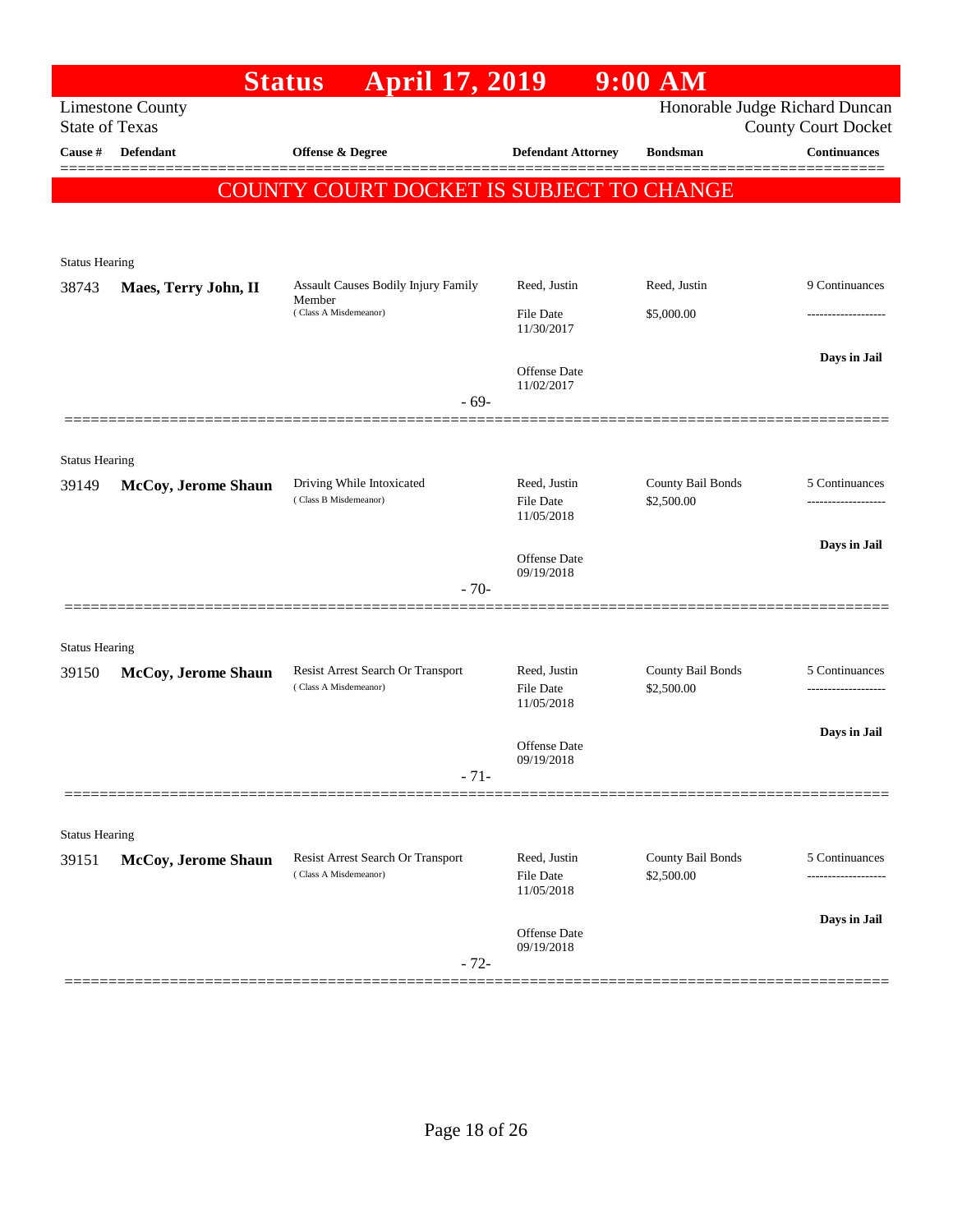# Status April 17, 2019 9:00 AM

Limestone County
State of Texas

Honorable Judge Richard Duncan
County Court Docket

| Cause # | Defendant | Offense & Degree | Defendant Attorney | Bondsman | Continuances |
|---|---|---|---|---|---|

**COUNTY COURT DOCKET IS SUBJECT TO CHANGE**

---

Status Hearing

| Cause # | Defendant | Offense & Degree | Defendant Attorney | Bondsman | Continuances |
|---|---|---|---|---|---|
| 38743 | **Maes, Terry John, II** | Assault Causes Bodily Injury Family Member (Class A Misdemeanor) | Reed, Justin | Reed, Justin | 9 Continuances |
| | | | File Date 11/30/2017 | $5,000.00 | ------------------- |
| | | | Offense Date 11/02/2017 | | **Days in Jail** |

- 69-

---

Status Hearing

| Cause # | Defendant | Offense & Degree | Defendant Attorney | Bondsman | Continuances |
|---|---|---|---|---|---|
| 39149 | **McCoy, Jerome Shaun** | Driving While Intoxicated (Class B Misdemeanor) | Reed, Justin | County Bail Bonds | 5 Continuances |
| | | | File Date 11/05/2018 | $2,500.00 | ------------------- |
| | | | Offense Date 09/19/2018 | | **Days in Jail** |

- 70-

---

Status Hearing

| Cause # | Defendant | Offense & Degree | Defendant Attorney | Bondsman | Continuances |
|---|---|---|---|---|---|
| 39150 | **McCoy, Jerome Shaun** | Resist Arrest Search Or Transport (Class A Misdemeanor) | Reed, Justin | County Bail Bonds | 5 Continuances |
| | | | File Date 11/05/2018 | $2,500.00 | ------------------- |
| | | | Offense Date 09/19/2018 | | **Days in Jail** |

- 71-

---

Status Hearing

| Cause # | Defendant | Offense & Degree | Defendant Attorney | Bondsman | Continuances |
|---|---|---|---|---|---|
| 39151 | **McCoy, Jerome Shaun** | Resist Arrest Search Or Transport (Class A Misdemeanor) | Reed, Justin | County Bail Bonds | 5 Continuances |
| | | | File Date 11/05/2018 | $2,500.00 | ------------------- |
| | | | Offense Date 09/19/2018 | | **Days in Jail** |

- 72-

---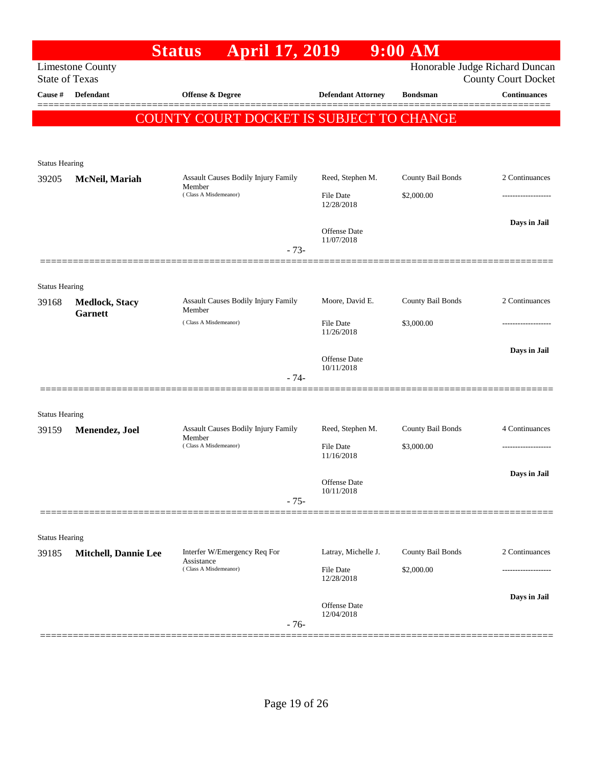# Status April 17, 2019 9:00 AM

Limestone County
State of Texas

Honorable Judge Richard Duncan
County Court Docket

| Cause # | Defendant | Offense & Degree | Defendant Attorney | Bondsman | Continuances |
|---|---|---|---|---|---|

**COUNTY COURT DOCKET IS SUBJECT TO CHANGE**

Status Hearing

| Cause # | Defendant | Offense & Degree | Defendant Attorney | Bondsman | Continuances |
|---|---|---|---|---|---|
| 39205 | **McNeil, Mariah** | Assault Causes Bodily Injury Family Member (Class A Misdemeanor) | Reed, Stephen M. | County Bail Bonds | 2 Continuances |
| | | | File Date 12/28/2018 | $2,000.00 | ------------------- |
| | | | Offense Date 11/07/2018 | | **Days in Jail** |

- 73-

Status Hearing

| Cause # | Defendant | Offense & Degree | Defendant Attorney | Bondsman | Continuances |
|---|---|---|---|---|---|
| 39168 | **Medlock, Stacy Garnett** | Assault Causes Bodily Injury Family Member (Class A Misdemeanor) | Moore, David E. | County Bail Bonds | 2 Continuances |
| | | | File Date 11/26/2018 | $3,000.00 | ------------------- |
| | | | Offense Date 10/11/2018 | | **Days in Jail** |

- 74-

Status Hearing

| Cause # | Defendant | Offense & Degree | Defendant Attorney | Bondsman | Continuances |
|---|---|---|---|---|---|
| 39159 | **Menendez, Joel** | Assault Causes Bodily Injury Family Member (Class A Misdemeanor) | Reed, Stephen M. | County Bail Bonds | 4 Continuances |
| | | | File Date 11/16/2018 | $3,000.00 | ------------------- |
| | | | Offense Date 10/11/2018 | | **Days in Jail** |

- 75-

Status Hearing

| Cause # | Defendant | Offense & Degree | Defendant Attorney | Bondsman | Continuances |
|---|---|---|---|---|---|
| 39185 | **Mitchell, Dannie Lee** | Interfer W/Emergency Req For Assistance (Class A Misdemeanor) | Latray, Michelle J. | County Bail Bonds | 2 Continuances |
| | | | File Date 12/28/2018 | $2,000.00 | ------------------- |
| | | | Offense Date 12/04/2018 | | **Days in Jail** |

- 76-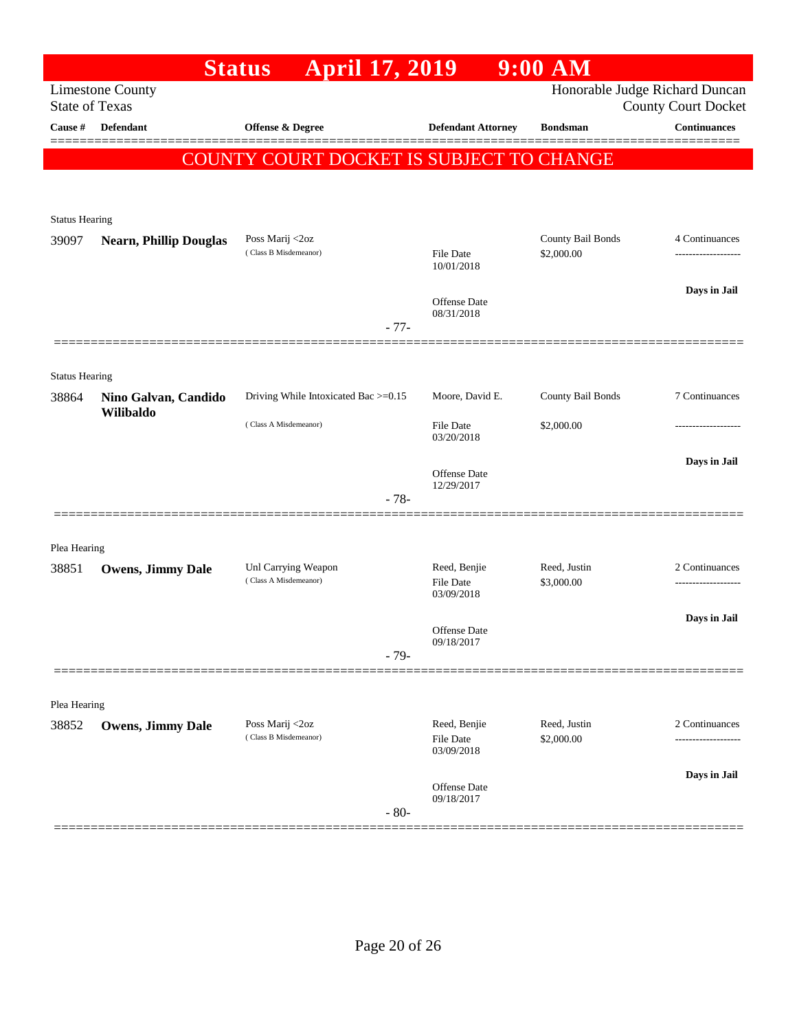# Status April 17, 2019 9:00 AM

Limestone County
State of Texas

Honorable Judge Richard Duncan
County Court Docket

| Cause # | Defendant | Offense & Degree | Defendant Attorney | Bondsman | Continuances |
|---|---|---|---|---|---|

COUNTY COURT DOCKET IS SUBJECT TO CHANGE

Status Hearing

| Cause # | Defendant | Offense & Degree | Defendant Attorney | Bondsman | Continuances |
|---|---|---|---|---|---|
| 39097 | **Nearn, Phillip Douglas** | Poss Marij <2oz (Class B Misdemeanor) | File Date 10/01/2018 Offense Date 08/31/2018 | County Bail Bonds $2,000.00 | 4 Continuances ------------------- **Days in Jail** |

-77-

Status Hearing

| Cause # | Defendant | Offense & Degree | Defendant Attorney | Bondsman | Continuances |
|---|---|---|---|---|---|
| 38864 | **Nino Galvan, Candido Wilibaldo** | Driving While Intoxicated Bac >=0.15 (Class A Misdemeanor) | Moore, David E. File Date 03/20/2018 Offense Date 12/29/2017 | County Bail Bonds $2,000.00 | 7 Continuances ------------------- **Days in Jail** |

-78-

Plea Hearing

| Cause # | Defendant | Offense & Degree | Defendant Attorney | Bondsman | Continuances |
|---|---|---|---|---|---|
| 38851 | **Owens, Jimmy Dale** | Unl Carrying Weapon (Class A Misdemeanor) | Reed, Benjie File Date 03/09/2018 Offense Date 09/18/2017 | Reed, Justin $3,000.00 | 2 Continuances ------------------- **Days in Jail** |

-79-

Plea Hearing

| Cause # | Defendant | Offense & Degree | Defendant Attorney | Bondsman | Continuances |
|---|---|---|---|---|---|
| 38852 | **Owens, Jimmy Dale** | Poss Marij <2oz (Class B Misdemeanor) | Reed, Benjie File Date 03/09/2018 Offense Date 09/18/2017 | Reed, Justin $2,000.00 | 2 Continuances ------------------- **Days in Jail** |

-80-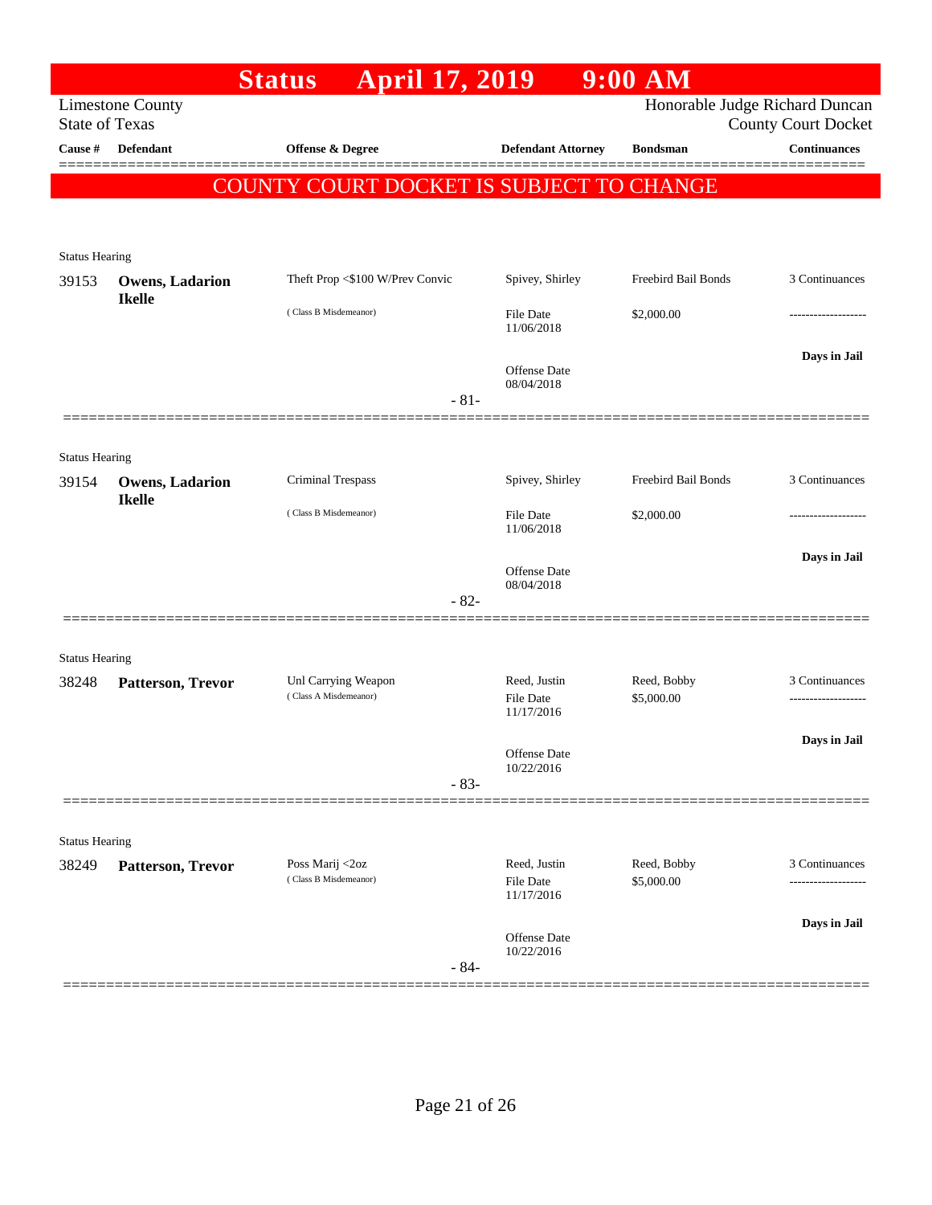# Status April 17, 2019 9:00 AM

Limestone County
State of Texas

Honorable Judge Richard Duncan
County Court Docket

| Cause # | Defendant | Offense & Degree | Defendant Attorney | Bondsman | Continuances |
|---|---|---|---|---|---|

## COUNTY COURT DOCKET IS SUBJECT TO CHANGE

Status Hearing

| Cause # | Defendant | Offense & Degree | Defendant Attorney | Bondsman | Continuances |
|---|---|---|---|---|---|
| 39153 | **Owens, Ladarion Ikelle** | Theft Prop <$100 W/Prev Convic (Class B Misdemeanor) | Spivey, Shirley | Freebird Bail Bonds | 3 Continuances |
| | | | File Date 11/06/2018 | $2,000.00 | ------------------- |
| | | | Offense Date 08/04/2018 | | Days in Jail |

- 81-

Status Hearing

| Cause # | Defendant | Offense & Degree | Defendant Attorney | Bondsman | Continuances |
|---|---|---|---|---|---|
| 39154 | **Owens, Ladarion Ikelle** | Criminal Trespass (Class B Misdemeanor) | Spivey, Shirley | Freebird Bail Bonds | 3 Continuances |
| | | | File Date 11/06/2018 | $2,000.00 | ------------------- |
| | | | Offense Date 08/04/2018 | | Days in Jail |

- 82-

Status Hearing

| Cause # | Defendant | Offense & Degree | Defendant Attorney | Bondsman | Continuances |
|---|---|---|---|---|---|
| 38248 | **Patterson, Trevor** | Unl Carrying Weapon (Class A Misdemeanor) | Reed, Justin | Reed, Bobby | 3 Continuances |
| | | | File Date 11/17/2016 | $5,000.00 | ------------------- |
| | | | Offense Date 10/22/2016 | | Days in Jail |

- 83-

Status Hearing

| Cause # | Defendant | Offense & Degree | Defendant Attorney | Bondsman | Continuances |
|---|---|---|---|---|---|
| 38249 | **Patterson, Trevor** | Poss Marij <2oz (Class B Misdemeanor) | Reed, Justin | Reed, Bobby | 3 Continuances |
| | | | File Date 11/17/2016 | $5,000.00 | ------------------- |
| | | | Offense Date 10/22/2016 | | Days in Jail |

- 84-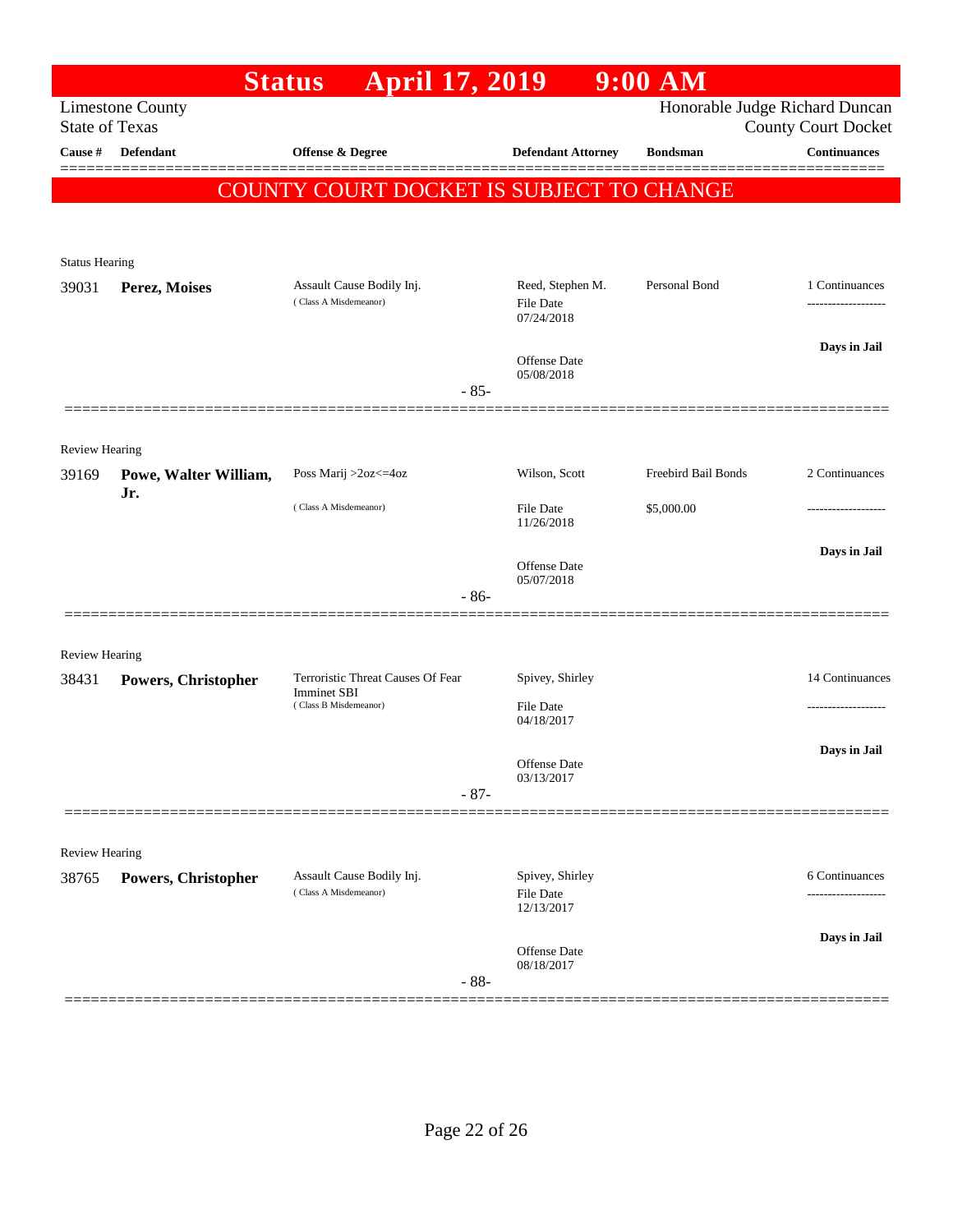# Status April 17, 2019 9:00 AM

Limestone County
State of Texas

Honorable Judge Richard Duncan
County Court Docket

**COUNTY COURT DOCKET IS SUBJECT TO CHANGE**

| Cause # | Defendant | Offense & Degree | Defendant Attorney | Bondsman | Continuances |
|---|---|---|---|---|---|
| **Status Hearing** | | | | | |
| 39031 | **Perez, Moises** | Assault Cause Bodily Inj. (Class A Misdemeanor) | Reed, Stephen M. File Date 07/24/2018 Offense Date 05/08/2018 | Personal Bond | 1 Continuances **Days in Jail** |
| | | - 85- | | | |
| **Review Hearing** | | | | | |
| 39169 | **Powe, Walter William, Jr.** | Poss Marij >2oz<=4oz (Class A Misdemeanor) | Wilson, Scott File Date 11/26/2018 Offense Date 05/07/2018 | Freebird Bail Bonds $5,000.00 | 2 Continuances **Days in Jail** |
| | | - 86- | | | |
| **Review Hearing** | | | | | |
| 38431 | **Powers, Christopher** | Terroristic Threat Causes Of Fear Imminet SBI (Class B Misdemeanor) | Spivey, Shirley File Date 04/18/2017 Offense Date 03/13/2017 | | 14 Continuances **Days in Jail** |
| | | - 87- | | | |
| **Review Hearing** | | | | | |
| 38765 | **Powers, Christopher** | Assault Cause Bodily Inj. (Class A Misdemeanor) | Spivey, Shirley File Date 12/13/2017 Offense Date 08/18/2017 | | 6 Continuances **Days in Jail** |
| | | - 88- | | | |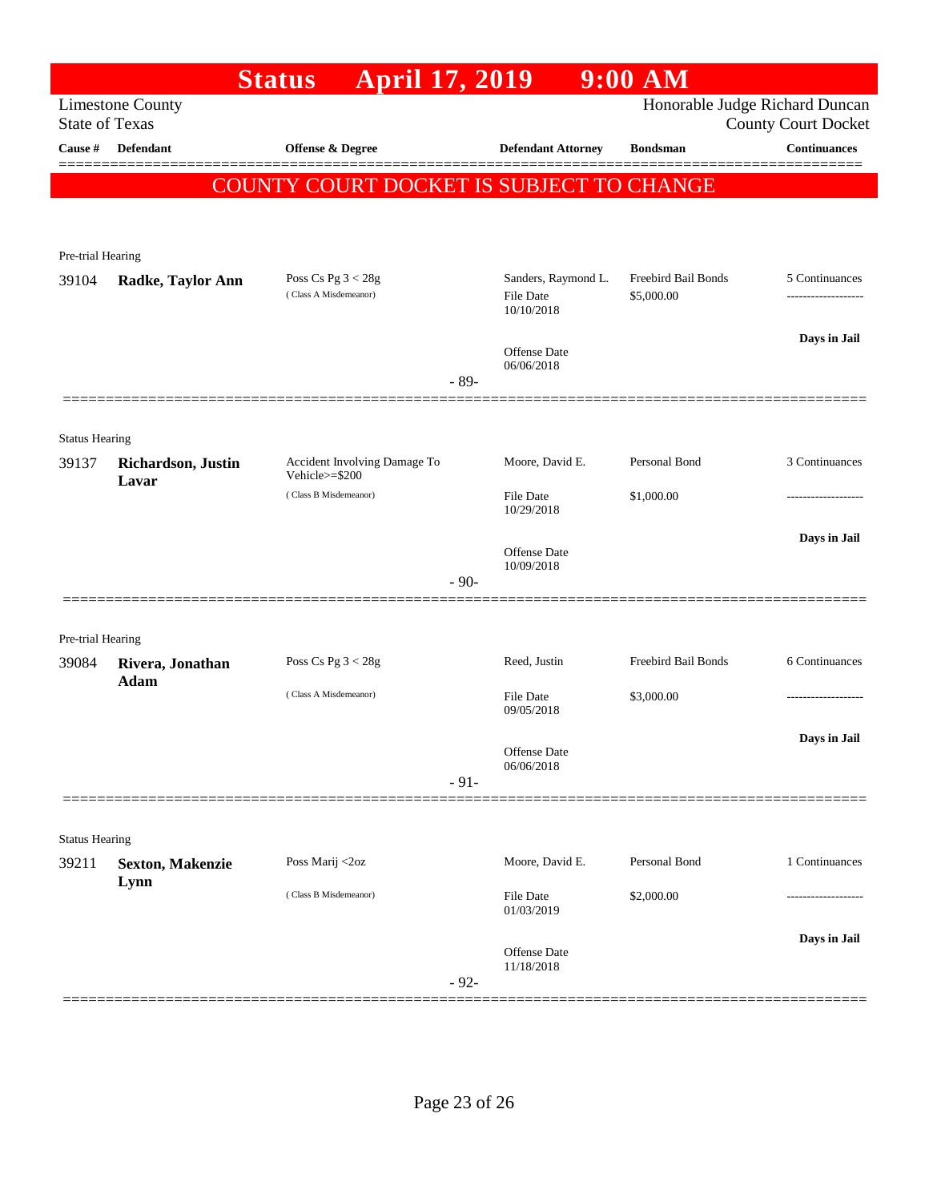# Status April 17, 2019 9:00 AM

Limestone County
State of Texas

Honorable Judge Richard Duncan
County Court Docket

## COUNTY COURT DOCKET IS SUBJECT TO CHANGE

| Cause # | Defendant | Offense & Degree | Defendant Attorney | Bondsman | Continuances |
|---|---|---|---|---|---|
| **Pre-trial Hearing** | | | | | |
| 39104 | **Radke, Taylor Ann** | Poss Cs Pg 3 < 28g (Class A Misdemeanor) | Sanders, Raymond L. File Date 10/10/2018 Offense Date 06/06/2018 | Freebird Bail Bonds $5,000.00 | 5 Continuances ------------------- **Days in Jail** |
| | | - 89- | | | |
| **Status Hearing** | | | | | |
| 39137 | **Richardson, Justin Lavar** | Accident Involving Damage To Vehicle>=$200 (Class B Misdemeanor) | Moore, David E. File Date 10/29/2018 Offense Date 10/09/2018 | Personal Bond $1,000.00 | 3 Continuances ------------------- **Days in Jail** |
| | | - 90- | | | |
| **Pre-trial Hearing** | | | | | |
| 39084 | **Rivera, Jonathan Adam** | Poss Cs Pg 3 < 28g (Class A Misdemeanor) | Reed, Justin File Date 09/05/2018 Offense Date 06/06/2018 | Freebird Bail Bonds $3,000.00 | 6 Continuances ------------------- **Days in Jail** |
| | | - 91- | | | |
| **Status Hearing** | | | | | |
| 39211 | **Sexton, Makenzie Lynn** | Poss Marij <2oz (Class B Misdemeanor) | Moore, David E. File Date 01/03/2019 Offense Date 11/18/2018 | Personal Bond $2,000.00 | 1 Continuances ------------------- **Days in Jail** |
| | | - 92- | | | |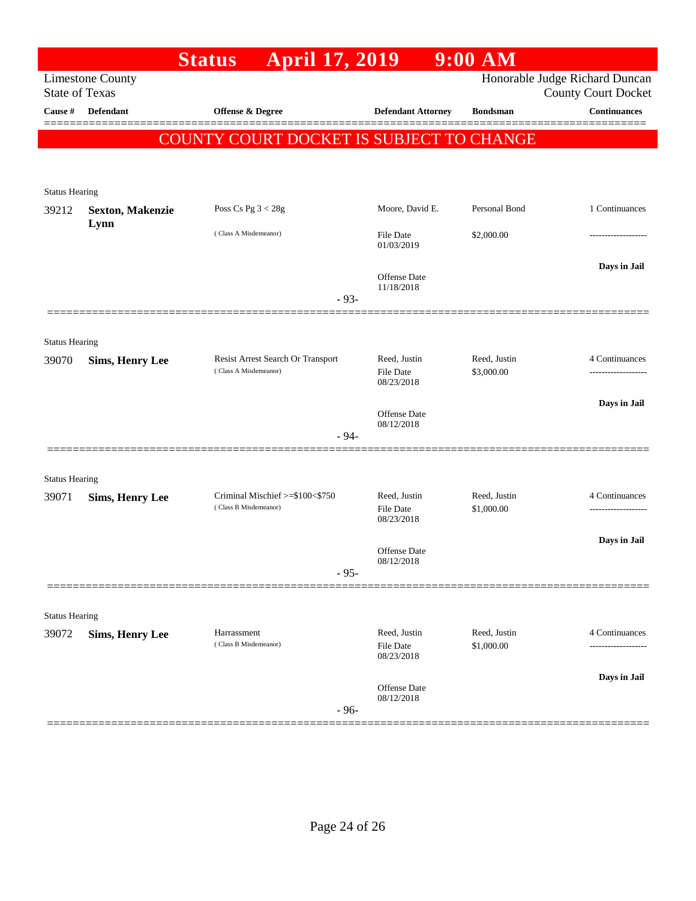# Status April 17, 2019 9:00 AM

Limestone County
State of Texas

Honorable Judge Richard Duncan
County Court Docket

| Cause # | Defendant | Offense & Degree | Defendant Attorney | Bondsman | Continuances |
|---|---|---|---|---|---|

**COUNTY COURT DOCKET IS SUBJECT TO CHANGE**

Status Hearing

| Cause # | Defendant | Offense & Degree | Defendant Attorney | Bondsman | Continuances |
|---|---|---|---|---|---|
| 39212 | **Sexton, Makenzie Lynn** | Poss Cs Pg 3 < 28g (Class A Misdemeanor) | Moore, David E. | Personal Bond | 1 Continuances |
| | | | File Date 01/03/2019 | $2,000.00 | ------------------- |
| | | | Offense Date 11/18/2018 | | **Days in Jail** |

- 93-

Status Hearing

| Cause # | Defendant | Offense & Degree | Defendant Attorney | Bondsman | Continuances |
|---|---|---|---|---|---|
| 39070 | **Sims, Henry Lee** | Resist Arrest Search Or Transport (Class A Misdemeanor) | Reed, Justin | Reed, Justin | 4 Continuances |
| | | | File Date 08/23/2018 | $3,000.00 | ------------------- |
| | | | Offense Date 08/12/2018 | | **Days in Jail** |

- 94-

Status Hearing

| Cause # | Defendant | Offense & Degree | Defendant Attorney | Bondsman | Continuances |
|---|---|---|---|---|---|
| 39071 | **Sims, Henry Lee** | Criminal Mischief >=$100<$750 (Class B Misdemeanor) | Reed, Justin | Reed, Justin | 4 Continuances |
| | | | File Date 08/23/2018 | $1,000.00 | ------------------- |
| | | | Offense Date 08/12/2018 | | **Days in Jail** |

- 95-

Status Hearing

| Cause # | Defendant | Offense & Degree | Defendant Attorney | Bondsman | Continuances |
|---|---|---|---|---|---|
| 39072 | **Sims, Henry Lee** | Harrassment (Class B Misdemeanor) | Reed, Justin | Reed, Justin | 4 Continuances |
| | | | File Date 08/23/2018 | $1,000.00 | ------------------- |
| | | | Offense Date 08/12/2018 | | **Days in Jail** |

- 96-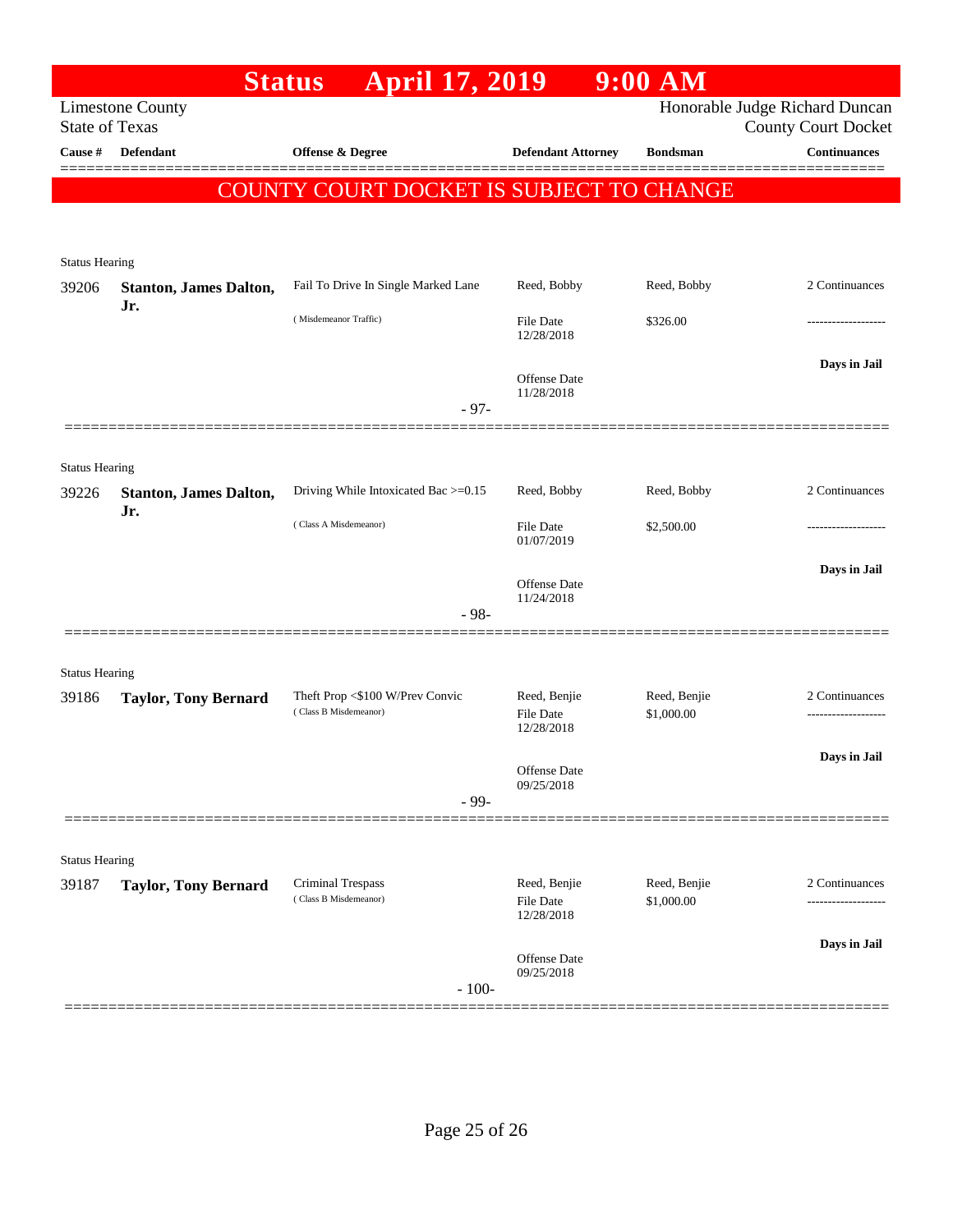# Status April 17, 2019 9:00 AM

Limestone County
State of Texas

Honorable Judge Richard Duncan
County Court Docket

| Cause # | Defendant | Offense & Degree | Defendant Attorney | Bondsman | Continuances |
|---|---|---|---|---|---|

**COUNTY COURT DOCKET IS SUBJECT TO CHANGE**

Status Hearing

| Cause # | Defendant | Offense & Degree | Defendant Attorney | Bondsman | Continuances |
|---|---|---|---|---|---|
| 39206 | **Stanton, James Dalton, Jr.** | Fail To Drive In Single Marked Lane | Reed, Bobby | Reed, Bobby | 2 Continuances |
| | | ( Misdemeanor Traffic) | File Date 12/28/2018 | $326.00 | ------------------- |
| | | | Offense Date 11/28/2018 | | **Days in Jail** |

- 97-

Status Hearing

| Cause # | Defendant | Offense & Degree | Defendant Attorney | Bondsman | Continuances |
|---|---|---|---|---|---|
| 39226 | **Stanton, James Dalton, Jr.** | Driving While Intoxicated Bac >=0.15 | Reed, Bobby | Reed, Bobby | 2 Continuances |
| | | ( Class A Misdemeanor) | File Date 01/07/2019 | $2,500.00 | ------------------- |
| | | | Offense Date 11/24/2018 | | **Days in Jail** |

- 98-

Status Hearing

| Cause # | Defendant | Offense & Degree | Defendant Attorney | Bondsman | Continuances |
|---|---|---|---|---|---|
| 39186 | **Taylor, Tony Bernard** | Theft Prop <$100 W/Prev Convic | Reed, Benjie | Reed, Benjie | 2 Continuances |
| | | ( Class B Misdemeanor) | File Date 12/28/2018 | $1,000.00 | ------------------- |
| | | | Offense Date 09/25/2018 | | **Days in Jail** |

- 99-

Status Hearing

| Cause # | Defendant | Offense & Degree | Defendant Attorney | Bondsman | Continuances |
|---|---|---|---|---|---|
| 39187 | **Taylor, Tony Bernard** | Criminal Trespass | Reed, Benjie | Reed, Benjie | 2 Continuances |
| | | ( Class B Misdemeanor) | File Date 12/28/2018 | $1,000.00 | ------------------- |
| | | | Offense Date 09/25/2018 | | **Days in Jail** |

- 100-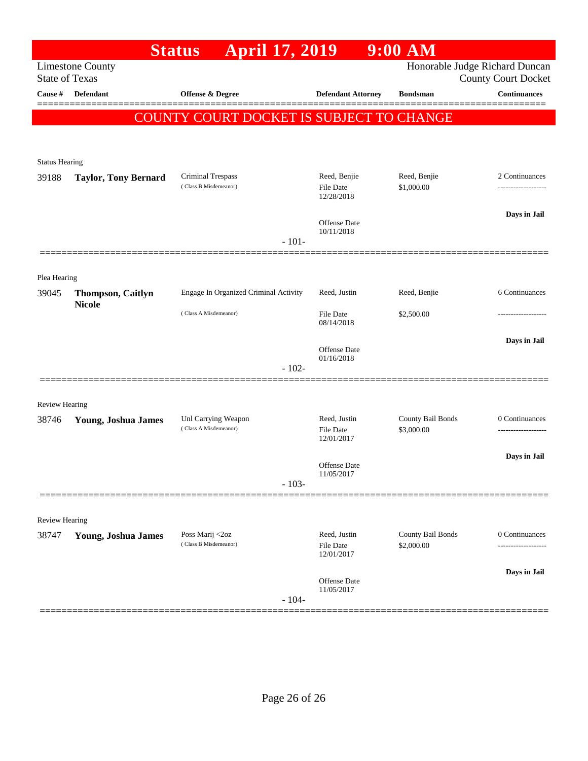# Status April 17, 2019 9:00 AM

Limestone County
State of Texas

Honorable Judge Richard Duncan
County Court Docket

| Cause # | Defendant | Offense & Degree | Defendant Attorney | Bondsman | Continuances |
|---|---|---|---|---|---|

## COUNTY COURT DOCKET IS SUBJECT TO CHANGE

Status Hearing

| Cause # | Defendant | Offense & Degree | Defendant Attorney | Bondsman | Continuances |
|---|---|---|---|---|---|
| 39188 | **Taylor, Tony Bernard** | Criminal Trespass (Class B Misdemeanor) | Reed, Benjie<br>File Date 12/28/2018<br>Offense Date 10/11/2018 | Reed, Benjie<br>$1,000.00 | 2 Continuances<br>-------------------<br>**Days in Jail** |

- 101-

Plea Hearing

| Cause # | Defendant | Offense & Degree | Defendant Attorney | Bondsman | Continuances |
|---|---|---|---|---|---|
| 39045 | **Thompson, Caitlyn Nicole** | Engage In Organized Criminal Activity (Class A Misdemeanor) | Reed, Justin<br>File Date 08/14/2018<br>Offense Date 01/16/2018 | Reed, Benjie<br>$2,500.00 | 6 Continuances<br>-------------------<br>**Days in Jail** |

- 102-

Review Hearing

| Cause # | Defendant | Offense & Degree | Defendant Attorney | Bondsman | Continuances |
|---|---|---|---|---|---|
| 38746 | **Young, Joshua James** | Unl Carrying Weapon (Class A Misdemeanor) | Reed, Justin<br>File Date 12/01/2017<br>Offense Date 11/05/2017 | County Bail Bonds<br>$3,000.00 | 0 Continuances<br>-------------------<br>**Days in Jail** |

- 103-

Review Hearing

| Cause # | Defendant | Offense & Degree | Defendant Attorney | Bondsman | Continuances |
|---|---|---|---|---|---|
| 38747 | **Young, Joshua James** | Poss Marij <2oz (Class B Misdemeanor) | Reed, Justin<br>File Date 12/01/2017<br>Offense Date 11/05/2017 | County Bail Bonds<br>$2,000.00 | 0 Continuances<br>-------------------<br>**Days in Jail** |

- 104-